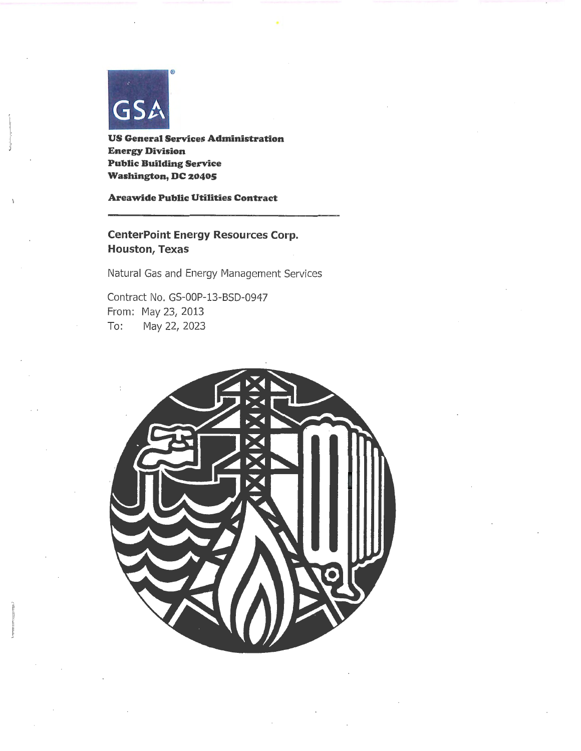GSA

**US General Services Administration**
**Energy Division**
**Public Building Service**
**Washington, DC 20405**

**Areawide Public Utilities Contract**

---

## CenterPoint Energy Resources Corp.
## Houston, Texas

Natural Gas and Energy Management Services

Contract No. GS-00P-13-BSD-0947
From: May 23, 2013
To: May 22, 2023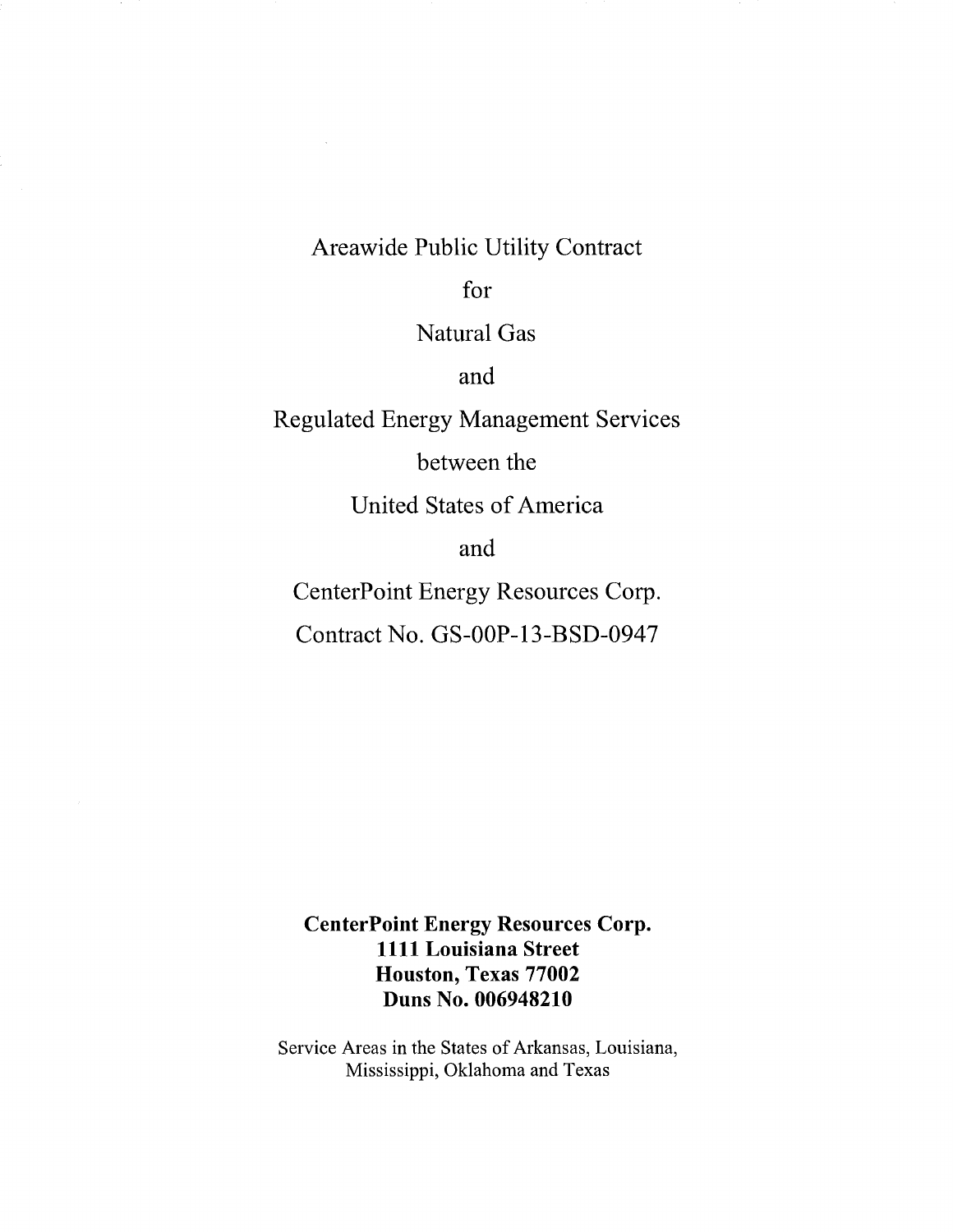Areawide Public Utility Contract

for

Natural Gas

and

Regulated Energy Management Services

between the

United States of America

and

CenterPoint Energy Resources Corp.

Contract No. GS-00P-13-BSD-0947

**CenterPoint Energy Resources Corp.**
**1111 Louisiana Street**
**Houston, Texas 77002**
**Duns No. 006948210**

Service Areas in the States of Arkansas, Louisiana, Mississippi, Oklahoma and Texas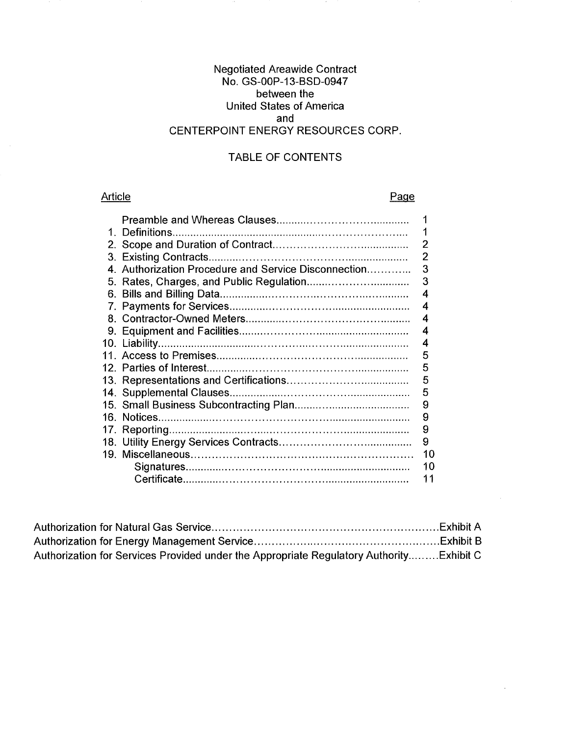Negotiated Areawide Contract
No. GS-00P-13-BSD-0947
between the
United States of America
and
CENTERPOINT ENERGY RESOURCES CORP.

TABLE OF CONTENTS

| Article | | Page |
|---|---|---|
| | Preamble and Whereas Clauses | 1 |
| 1. | Definitions | 1 |
| 2. | Scope and Duration of Contract | 2 |
| 3. | Existing Contracts | 2 |
| 4. | Authorization Procedure and Service Disconnection | 3 |
| 5. | Rates, Charges, and Public Regulation | 3 |
| 6. | Bills and Billing Data | 4 |
| 7. | Payments for Services | 4 |
| 8. | Contractor-Owned Meters | 4 |
| 9. | Equipment and Facilities | 4 |
| 10. | Liability | 4 |
| 11. | Access to Premises | 5 |
| 12. | Parties of Interest | 5 |
| 13. | Representations and Certifications | 5 |
| 14. | Supplemental Clauses | 5 |
| 15. | Small Business Subcontracting Plan | 9 |
| 16. | Notices | 9 |
| 17. | Reporting | 9 |
| 18. | Utility Energy Services Contracts | 9 |
| 19. | Miscellaneous | 10 |
| | Signatures | 10 |
| | Certificate | 11 |

| | |
|---|---|
| Authorization for Natural Gas Service | Exhibit A |
| Authorization for Energy Management Service | Exhibit B |
| Authorization for Services Provided under the Appropriate Regulatory Authority | Exhibit C |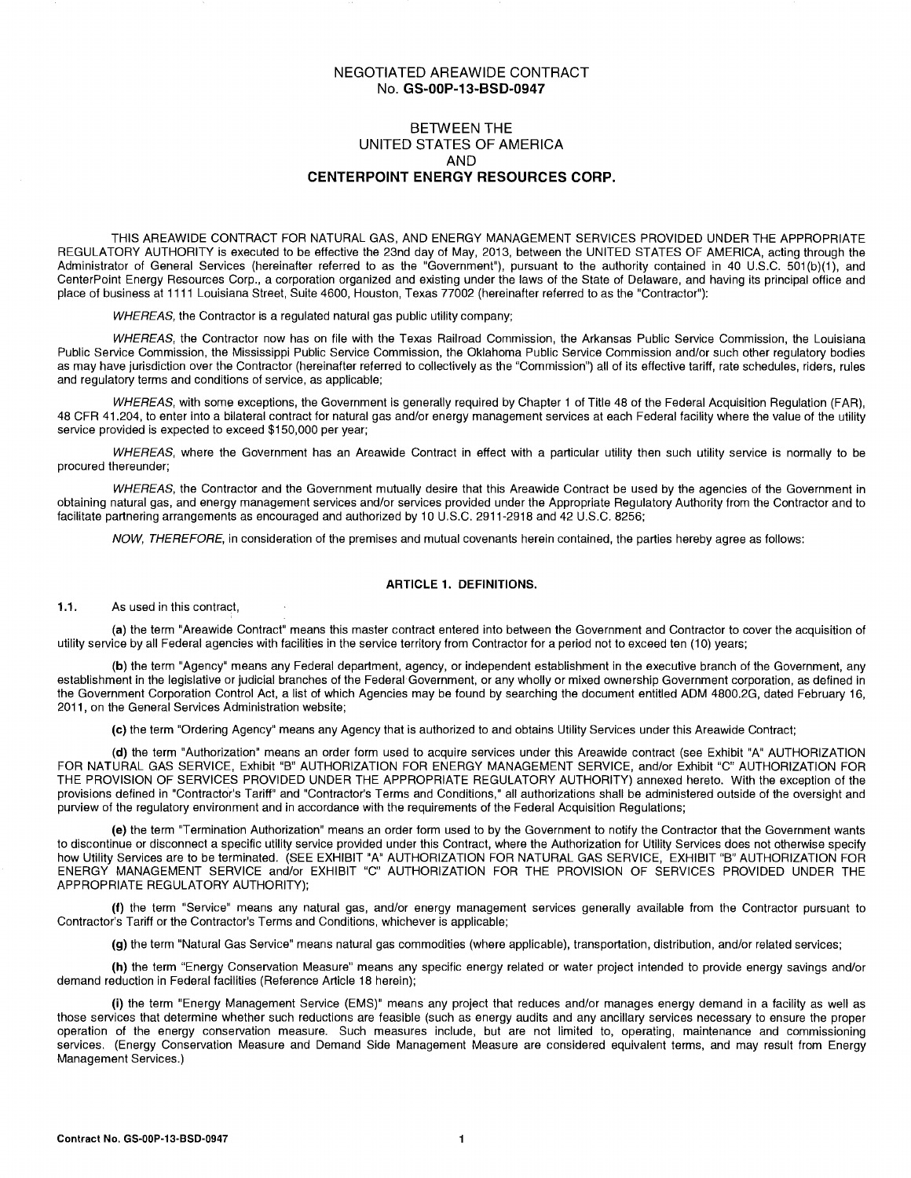# NEGOTIATED AREAWIDE CONTRACT
## No. **GS-00P-13-BSD-0947**

## BETWEEN THE
## UNITED STATES OF AMERICA
## AND
## **CENTERPOINT ENERGY RESOURCES CORP.**

THIS AREAWIDE CONTRACT FOR NATURAL GAS, AND ENERGY MANAGEMENT SERVICES PROVIDED UNDER THE APPROPRIATE REGULATORY AUTHORITY is executed to be effective the 23nd day of May, 2013, between the UNITED STATES OF AMERICA, acting through the Administrator of General Services (hereinafter referred to as the "Government"), pursuant to the authority contained in 40 U.S.C. 501(b)(1), and CenterPoint Energy Resources Corp., a corporation organized and existing under the laws of the State of Delaware, and having its principal office and place of business at 1111 Louisiana Street, Suite 4600, Houston, Texas 77002 (hereinafter referred to as the "Contractor"):

*WHEREAS*, the Contractor is a regulated natural gas public utility company;

*WHEREAS*, the Contractor now has on file with the Texas Railroad Commission, the Arkansas Public Service Commission, the Louisiana Public Service Commission, the Mississippi Public Service Commission, the Oklahoma Public Service Commission and/or such other regulatory bodies as may have jurisdiction over the Contractor (hereinafter referred to collectively as the "Commission") all of its effective tariff, rate schedules, riders, rules and regulatory terms and conditions of service, as applicable;

*WHEREAS*, with some exceptions, the Government is generally required by Chapter 1 of Title 48 of the Federal Acquisition Regulation (FAR), 48 CFR 41.204, to enter into a bilateral contract for natural gas and/or energy management services at each Federal facility where the value of the utility service provided is expected to exceed $150,000 per year;

*WHEREAS*, where the Government has an Areawide Contract in effect with a particular utility then such utility service is normally to be procured thereunder;

*WHEREAS*, the Contractor and the Government mutually desire that this Areawide Contract be used by the agencies of the Government in obtaining natural gas, and energy management services and/or services provided under the Appropriate Regulatory Authority from the Contractor and to facilitate partnering arrangements as encouraged and authorized by 10 U.S.C. 2911-2918 and 42 U.S.C. 8256;

*NOW, THEREFORE*, in consideration of the premises and mutual covenants herein contained, the parties hereby agree as follows:

### ARTICLE 1. DEFINITIONS.

**1.1.** As used in this contract,

**(a)** the term "Areawide Contract" means this master contract entered into between the Government and Contractor to cover the acquisition of utility service by all Federal agencies with facilities in the service territory from Contractor for a period not to exceed ten (10) years;

**(b)** the term "Agency" means any Federal department, agency, or independent establishment in the executive branch of the Government, any establishment in the legislative or judicial branches of the Federal Government, or any wholly or mixed ownership Government corporation, as defined in the Government Corporation Control Act, a list of which Agencies may be found by searching the document entitled ADM 4800.2G, dated February 16, 2011, on the General Services Administration website;

**(c)** the term "Ordering Agency" means any Agency that is authorized to and obtains Utility Services under this Areawide Contract;

**(d)** the term "Authorization" means an order form used to acquire services under this Areawide contract (see Exhibit "A" AUTHORIZATION FOR NATURAL GAS SERVICE, Exhibit "B" AUTHORIZATION FOR ENERGY MANAGEMENT SERVICE, and/or Exhibit "C" AUTHORIZATION FOR THE PROVISION OF SERVICES PROVIDED UNDER THE APPROPRIATE REGULATORY AUTHORITY) annexed hereto. With the exception of the provisions defined in "Contractor's Tariff" and "Contractor's Terms and Conditions," all authorizations shall be administered outside of the oversight and purview of the regulatory environment and in accordance with the requirements of the Federal Acquisition Regulations;

**(e)** the term "Termination Authorization" means an order form used to by the Government to notify the Contractor that the Government wants to discontinue or disconnect a specific utility service provided under this Contract, where the Authorization for Utility Services does not otherwise specify how Utility Services are to be terminated. (SEE EXHIBIT "A" AUTHORIZATION FOR NATURAL GAS SERVICE, EXHIBIT "B" AUTHORIZATION FOR ENERGY MANAGEMENT SERVICE and/or EXHIBIT "C" AUTHORIZATION FOR THE PROVISION OF SERVICES PROVIDED UNDER THE APPROPRIATE REGULATORY AUTHORITY);

**(f)** the term "Service" means any natural gas, and/or energy management services generally available from the Contractor pursuant to Contractor's Tariff or the Contractor's Terms and Conditions, whichever is applicable;

**(g)** the term "Natural Gas Service" means natural gas commodities (where applicable), transportation, distribution, and/or related services;

**(h)** the term "Energy Conservation Measure" means any specific energy related or water project intended to provide energy savings and/or demand reduction in Federal facilities (Reference Article 18 herein);

**(i)** the term "Energy Management Service (EMS)" means any project that reduces and/or manages energy demand in a facility as well as those services that determine whether such reductions are feasible (such as energy audits and any ancillary services necessary to ensure the proper operation of the energy conservation measure. Such measures include, but are not limited to, operating, maintenance and commissioning services. (Energy Conservation Measure and Demand Side Management Measure are considered equivalent terms, and may result from Energy Management Services.)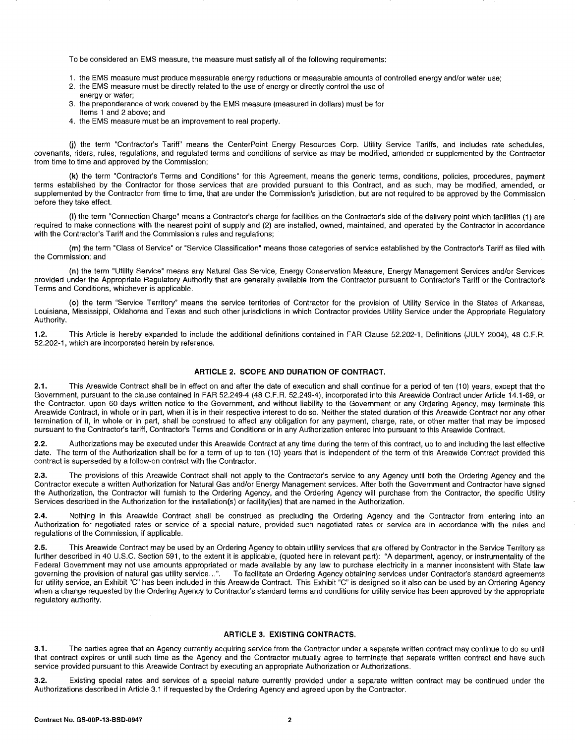To be considered an EMS measure, the measure must satisfy all of the following requirements:

1. the EMS measure must produce measurable energy reductions or measurable amounts of controlled energy and/or water use;
2. the EMS measure must be directly related to the use of energy or directly control the use of energy or water;
3. the preponderance of work covered by the EMS measure (measured in dollars) must be for Items 1 and 2 above; and
4. the EMS measure must be an improvement to real property.

(j) the term "Contractor's Tariff" means the CenterPoint Energy Resources Corp. Utility Service Tariffs, and includes rate schedules, covenants, riders, rules, regulations, and regulated terms and conditions of service as may be modified, amended or supplemented by the Contractor from time to time and approved by the Commission;

(k) the term "Contractor's Terms and Conditions" for this Agreement, means the generic terms, conditions, policies, procedures, payment terms established by the Contractor for those services that are provided pursuant to this Contract, and as such, may be modified, amended, or supplemented by the Contractor from time to time, that are under the Commission's jurisdiction, but are not required to be approved by the Commission before they take effect.

(l) the term "Connection Charge" means a Contractor's charge for facilities on the Contractor's side of the delivery point which facilities (1) are required to make connections with the nearest point of supply and (2) are installed, owned, maintained, and operated by the Contractor in accordance with the Contractor's Tariff and the Commission's rules and regulations;

(m) the term "Class of Service" or "Service Classification" means those categories of service established by the Contractor's Tariff as filed with the Commission; and

(n) the term "Utility Service" means any Natural Gas Service, Energy Conservation Measure, Energy Management Services and/or Services provided under the Appropriate Regulatory Authority that are generally available from the Contractor pursuant to Contractor's Tariff or the Contractor's Terms and Conditions, whichever is applicable.

(o) the term "Service Territory" means the service territories of Contractor for the provision of Utility Service in the States of Arkansas, Louisiana, Mississippi, Oklahoma and Texas and such other jurisdictions in which Contractor provides Utility Service under the Appropriate Regulatory Authority.

**1.2.** This Article is hereby expanded to include the additional definitions contained in FAR Clause 52.202-1, Definitions (JULY 2004), 48 C.F.R. 52.202-1, which are incorporated herein by reference.

## ARTICLE 2. SCOPE AND DURATION OF CONTRACT.

**2.1.** This Areawide Contract shall be in effect on and after the date of execution and shall continue for a period of ten (10) years, except that the Government, pursuant to the clause contained in FAR 52.249-4 (48 C.F.R. 52.249-4), incorporated into this Areawide Contract under Article 14.1-69, or the Contractor, upon 60 days written notice to the Government, and without liability to the Government or any Ordering Agency, may terminate this Areawide Contract, in whole or in part, when it is in their respective interest to do so. Neither the stated duration of this Areawide Contract nor any other termination of it, in whole or in part, shall be construed to affect any obligation for any payment, charge, rate, or other matter that may be imposed pursuant to the Contractor's tariff, Contractor's Terms and Conditions or in any Authorization entered into pursuant to this Areawide Contract.

**2.2.** Authorizations may be executed under this Areawide Contract at any time during the term of this contract, up to and including the last effective date. The term of the Authorization shall be for a term of up to ten (10) years that is independent of the term of this Areawide Contract provided this contract is superseded by a follow-on contract with the Contractor.

**2.3.** The provisions of this Areawide Contract shall not apply to the Contractor's service to any Agency until both the Ordering Agency and the Contractor execute a written Authorization for Natural Gas and/or Energy Management services. After both the Government and Contractor have signed the Authorization, the Contractor will furnish to the Ordering Agency, and the Ordering Agency will purchase from the Contractor, the specific Utility Services described in the Authorization for the installation(s) or facility(ies) that are named in the Authorization.

**2.4.** Nothing in this Areawide Contract shall be construed as precluding the Ordering Agency and the Contractor from entering into an Authorization for negotiated rates or service of a special nature, provided such negotiated rates or service are in accordance with the rules and regulations of the Commission, if applicable.

**2.5.** This Areawide Contract may be used by an Ordering Agency to obtain utility services that are offered by Contractor in the Service Territory as further described in 40 U.S.C. Section 591, to the extent it is applicable, (quoted here in relevant part): "A department, agency, or instrumentality of the Federal Government may not use amounts appropriated or made available by any law to purchase electricity in a manner inconsistent with State law governing the provision of natural gas utility service...". To facilitate an Ordering Agency obtaining services under Contractor's standard agreements for utility service, an Exhibit "C" has been included in this Areawide Contract. This Exhibit "C" is designed so it also can be used by an Ordering Agency when a change requested by the Ordering Agency to Contractor's standard terms and conditions for utility service has been approved by the appropriate regulatory authority.

## ARTICLE 3. EXISTING CONTRACTS.

**3.1.** The parties agree that an Agency currently acquiring service from the Contractor under a separate written contract may continue to do so until that contract expires or until such time as the Agency and the Contractor mutually agree to terminate that separate written contract and have such service provided pursuant to this Areawide Contract by executing an appropriate Authorization or Authorizations.

**3.2.** Existing special rates and services of a special nature currently provided under a separate written contract may be continued under the Authorizations described in Article 3.1 if requested by the Ordering Agency and agreed upon by the Contractor.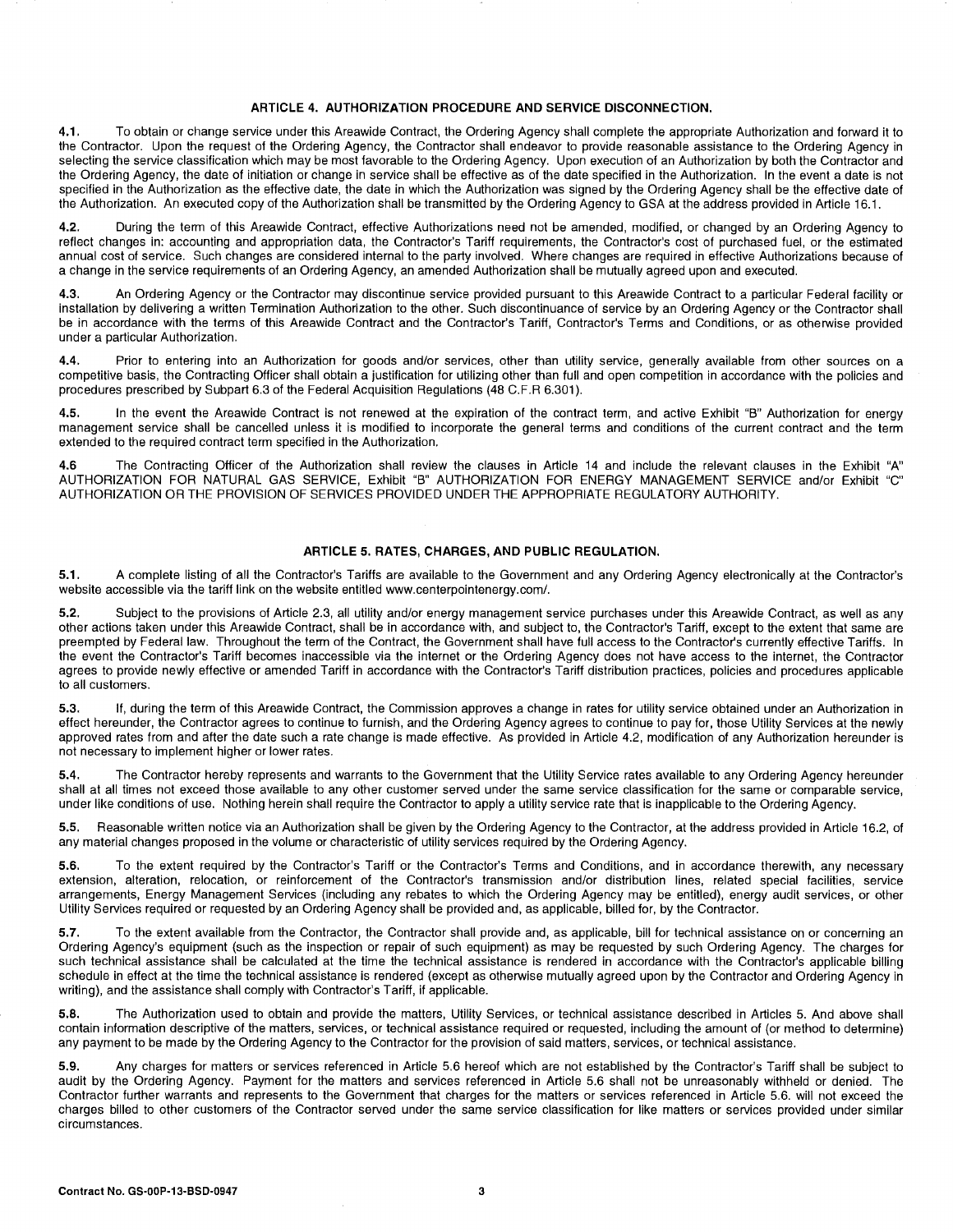## ARTICLE 4. AUTHORIZATION PROCEDURE AND SERVICE DISCONNECTION.

**4.1.** To obtain or change service under this Areawide Contract, the Ordering Agency shall complete the appropriate Authorization and forward it to the Contractor. Upon the request of the Ordering Agency, the Contractor shall endeavor to provide reasonable assistance to the Ordering Agency in selecting the service classification which may be most favorable to the Ordering Agency. Upon execution of an Authorization by both the Contractor and the Ordering Agency, the date of initiation or change in service shall be effective as of the date specified in the Authorization. In the event a date is not specified in the Authorization as the effective date, the date in which the Authorization was signed by the Ordering Agency shall be the effective date of the Authorization. An executed copy of the Authorization shall be transmitted by the Ordering Agency to GSA at the address provided in Article 16.1.

**4.2.** During the term of this Areawide Contract, effective Authorizations need not be amended, modified, or changed by an Ordering Agency to reflect changes in: accounting and appropriation data, the Contractor's Tariff requirements, the Contractor's cost of purchased fuel, or the estimated annual cost of service. Such changes are considered internal to the party involved. Where changes are required in effective Authorizations because of a change in the service requirements of an Ordering Agency, an amended Authorization shall be mutually agreed upon and executed.

**4.3.** An Ordering Agency or the Contractor may discontinue service provided pursuant to this Areawide Contract to a particular Federal facility or installation by delivering a written Termination Authorization to the other. Such discontinuance of service by an Ordering Agency or the Contractor shall be in accordance with the terms of this Areawide Contract and the Contractor's Tariff, Contractor's Terms and Conditions, or as otherwise provided under a particular Authorization.

**4.4.** Prior to entering into an Authorization for goods and/or services, other than utility service, generally available from other sources on a competitive basis, the Contracting Officer shall obtain a justification for utilizing other than full and open competition in accordance with the policies and procedures prescribed by Subpart 6.3 of the Federal Acquisition Regulations (48 C.F.R 6.301).

**4.5.** In the event the Areawide Contract is not renewed at the expiration of the contract term, and active Exhibit "B" Authorization for energy management service shall be cancelled unless it is modified to incorporate the general terms and conditions of the current contract and the term extended to the required contract term specified in the Authorization.

**4.6** The Contracting Officer of the Authorization shall review the clauses in Article 14 and include the relevant clauses in the Exhibit "A" AUTHORIZATION FOR NATURAL GAS SERVICE, Exhibit "B" AUTHORIZATION FOR ENERGY MANAGEMENT SERVICE and/or Exhibit "C" AUTHORIZATION OR THE PROVISION OF SERVICES PROVIDED UNDER THE APPROPRIATE REGULATORY AUTHORITY.

## ARTICLE 5. RATES, CHARGES, AND PUBLIC REGULATION.

**5.1.** A complete listing of all the Contractor's Tariffs are available to the Government and any Ordering Agency electronically at the Contractor's website accessible via the tariff link on the website entitled www.centerpointenergy.com/.

**5.2.** Subject to the provisions of Article 2.3, all utility and/or energy management service purchases under this Areawide Contract, as well as any other actions taken under this Areawide Contract, shall be in accordance with, and subject to, the Contractor's Tariff, except to the extent that same are preempted by Federal law. Throughout the term of the Contract, the Government shall have full access to the Contractor's currently effective Tariffs. In the event the Contractor's Tariff becomes inaccessible via the internet or the Ordering Agency does not have access to the internet, the Contractor agrees to provide newly effective or amended Tariff in accordance with the Contractor's Tariff distribution practices, policies and procedures applicable to all customers.

**5.3.** If, during the term of this Areawide Contract, the Commission approves a change in rates for utility service obtained under an Authorization in effect hereunder, the Contractor agrees to continue to furnish, and the Ordering Agency agrees to continue to pay for, those Utility Services at the newly approved rates from and after the date such a rate change is made effective. As provided in Article 4.2, modification of any Authorization hereunder is not necessary to implement higher or lower rates.

**5.4.** The Contractor hereby represents and warrants to the Government that the Utility Service rates available to any Ordering Agency hereunder shall at all times not exceed those available to any other customer served under the same service classification for the same or comparable service, under like conditions of use. Nothing herein shall require the Contractor to apply a utility service rate that is inapplicable to the Ordering Agency.

**5.5.** Reasonable written notice via an Authorization shall be given by the Ordering Agency to the Contractor, at the address provided in Article 16.2, of any material changes proposed in the volume or characteristic of utility services required by the Ordering Agency.

**5.6.** To the extent required by the Contractor's Tariff or the Contractor's Terms and Conditions, and in accordance therewith, any necessary extension, alteration, relocation, or reinforcement of the Contractor's transmission and/or distribution lines, related special facilities, service arrangements, Energy Management Services (including any rebates to which the Ordering Agency may be entitled), energy audit services, or other Utility Services required or requested by an Ordering Agency shall be provided and, as applicable, billed for, by the Contractor.

**5.7.** To the extent available from the Contractor, the Contractor shall provide and, as applicable, bill for technical assistance on or concerning an Ordering Agency's equipment (such as the inspection or repair of such equipment) as may be requested by such Ordering Agency. The charges for such technical assistance shall be calculated at the time the technical assistance is rendered in accordance with the Contractor's applicable billing schedule in effect at the time the technical assistance is rendered (except as otherwise mutually agreed upon by the Contractor and Ordering Agency in writing), and the assistance shall comply with Contractor's Tariff, if applicable.

**5.8.** The Authorization used to obtain and provide the matters, Utility Services, or technical assistance described in Articles 5. And above shall contain information descriptive of the matters, services, or technical assistance required or requested, including the amount of (or method to determine) any payment to be made by the Ordering Agency to the Contractor for the provision of said matters, services, or technical assistance.

**5.9.** Any charges for matters or services referenced in Article 5.6 hereof which are not established by the Contractor's Tariff shall be subject to audit by the Ordering Agency. Payment for the matters and services referenced in Article 5.6 shall not be unreasonably withheld or denied. The Contractor further warrants and represents to the Government that charges for the matters or services referenced in Article 5.6. will not exceed the charges billed to other customers of the Contractor served under the same service classification for like matters or services provided under similar circumstances.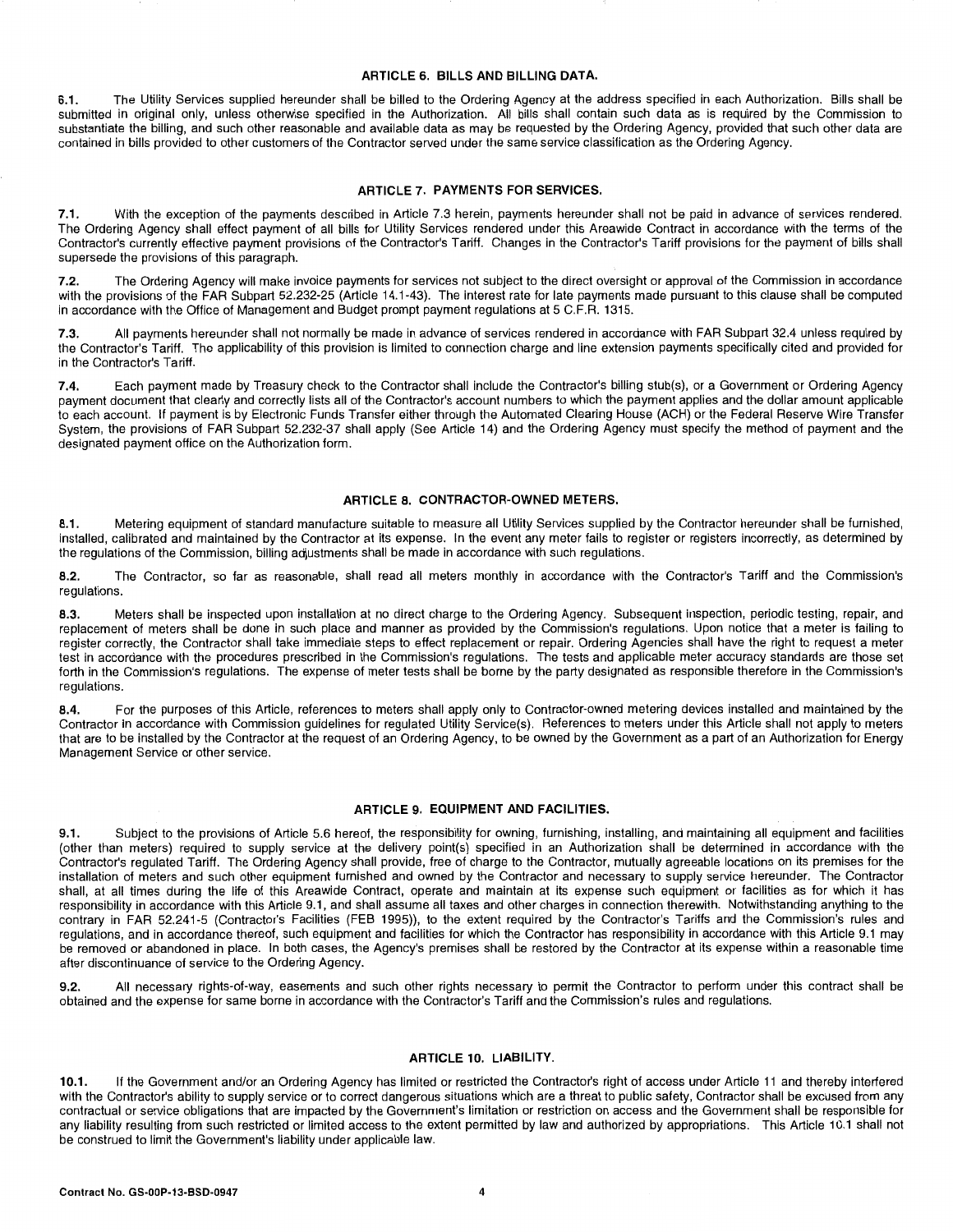## ARTICLE 6. BILLS AND BILLING DATA.

**6.1.** The Utility Services supplied hereunder shall be billed to the Ordering Agency at the address specified in each Authorization. Bills shall be submitted in original only, unless otherwise specified in the Authorization. All bills shall contain such data as is required by the Commission to substantiate the billing, and such other reasonable and available data as may be requested by the Ordering Agency, provided that such other data are contained in bills provided to other customers of the Contractor served under the same service classification as the Ordering Agency.

## ARTICLE 7. PAYMENTS FOR SERVICES.

**7.1.** With the exception of the payments described in Article 7.3 herein, payments hereunder shall not be paid in advance of services rendered. The Ordering Agency shall effect payment of all bills for Utility Services rendered under this Areawide Contract in accordance with the terms of the Contractor's currently effective payment provisions of the Contractor's Tariff. Changes in the Contractor's Tariff provisions for the payment of bills shall supersede the provisions of this paragraph.

**7.2.** The Ordering Agency will make invoice payments for services not subject to the direct oversight or approval of the Commission in accordance with the provisions of the FAR Subpart 52.232-25 (Article 14.1-43). The interest rate for late payments made pursuant to this clause shall be computed in accordance with the Office of Management and Budget prompt payment regulations at 5 C.F.R. 1315.

**7.3.** All payments hereunder shall not normally be made in advance of services rendered in accordance with FAR Subpart 32.4 unless required by the Contractor's Tariff. The applicability of this provision is limited to connection charge and line extension payments specifically cited and provided for in the Contractor's Tariff.

**7.4.** Each payment made by Treasury check to the Contractor shall include the Contractor's billing stub(s), or a Government or Ordering Agency payment document that clearly and correctly lists all of the Contractor's account numbers to which the payment applies and the dollar amount applicable to each account. If payment is by Electronic Funds Transfer either through the Automated Clearing House (ACH) or the Federal Reserve Wire Transfer System, the provisions of FAR Subpart 52.232-37 shall apply (See Article 14) and the Ordering Agency must specify the method of payment and the designated payment office on the Authorization form.

## ARTICLE 8. CONTRACTOR-OWNED METERS.

**8.1.** Metering equipment of standard manufacture suitable to measure all Utility Services supplied by the Contractor hereunder shall be furnished, installed, calibrated and maintained by the Contractor at its expense. In the event any meter fails to register or registers incorrectly, as determined by the regulations of the Commission, billing adjustments shall be made in accordance with such regulations.

**8.2.** The Contractor, so far as reasonable, shall read all meters monthly in accordance with the Contractor's Tariff and the Commission's regulations.

**8.3.** Meters shall be inspected upon installation at no direct charge to the Ordering Agency. Subsequent inspection, periodic testing, repair, and replacement of meters shall be done in such place and manner as provided by the Commission's regulations. Upon notice that a meter is failing to register correctly, the Contractor shall take immediate steps to effect replacement or repair. Ordering Agencies shall have the right to request a meter test in accordance with the procedures prescribed in the Commission's regulations. The tests and applicable meter accuracy standards are those set forth in the Commission's regulations. The expense of meter tests shall be borne by the party designated as responsible therefore in the Commission's regulations.

**8.4.** For the purposes of this Article, references to meters shall apply only to Contractor-owned metering devices installed and maintained by the Contractor in accordance with Commission guidelines for regulated Utility Service(s). References to meters under this Article shall not apply to meters that are to be installed by the Contractor at the request of an Ordering Agency, to be owned by the Government as a part of an Authorization for Energy Management Service or other service.

## ARTICLE 9. EQUIPMENT AND FACILITIES.

**9.1.** Subject to the provisions of Article 5.6 hereof, the responsibility for owning, furnishing, installing, and maintaining all equipment and facilities (other than meters) required to supply service at the delivery point(s) specified in an Authorization shall be determined in accordance with the Contractor's regulated Tariff. The Ordering Agency shall provide, free of charge to the Contractor, mutually agreeable locations on its premises for the installation of meters and such other equipment furnished and owned by the Contractor and necessary to supply service hereunder. The Contractor shall, at all times during the life of this Areawide Contract, operate and maintain at its expense such equipment or facilities as for which it has responsibility in accordance with this Article 9.1, and shall assume all taxes and other charges in connection therewith. Notwithstanding anything to the contrary in FAR 52.241-5 (Contractor's Facilities (FEB 1995)), to the extent required by the Contractor's Tariffs and the Commission's rules and regulations, and in accordance thereof, such equipment and facilities for which the Contractor has responsibility in accordance with this Article 9.1 may be removed or abandoned in place. In both cases, the Agency's premises shall be restored by the Contractor at its expense within a reasonable time after discontinuance of service to the Ordering Agency.

**9.2.** All necessary rights-of-way, easements and such other rights necessary to permit the Contractor to perform under this contract shall be obtained and the expense for same borne in accordance with the Contractor's Tariff and the Commission's rules and regulations.

## ARTICLE 10. LIABILITY.

**10.1.** If the Government and/or an Ordering Agency has limited or restricted the Contractor's right of access under Article 11 and thereby interfered with the Contractor's ability to supply service or to correct dangerous situations which are a threat to public safety, Contractor shall be excused from any contractual or service obligations that are impacted by the Government's limitation or restriction on access and the Government shall be responsible for any liability resulting from such restricted or limited access to the extent permitted by law and authorized by appropriations. This Article 10.1 shall not be construed to limit the Government's liability under applicable law.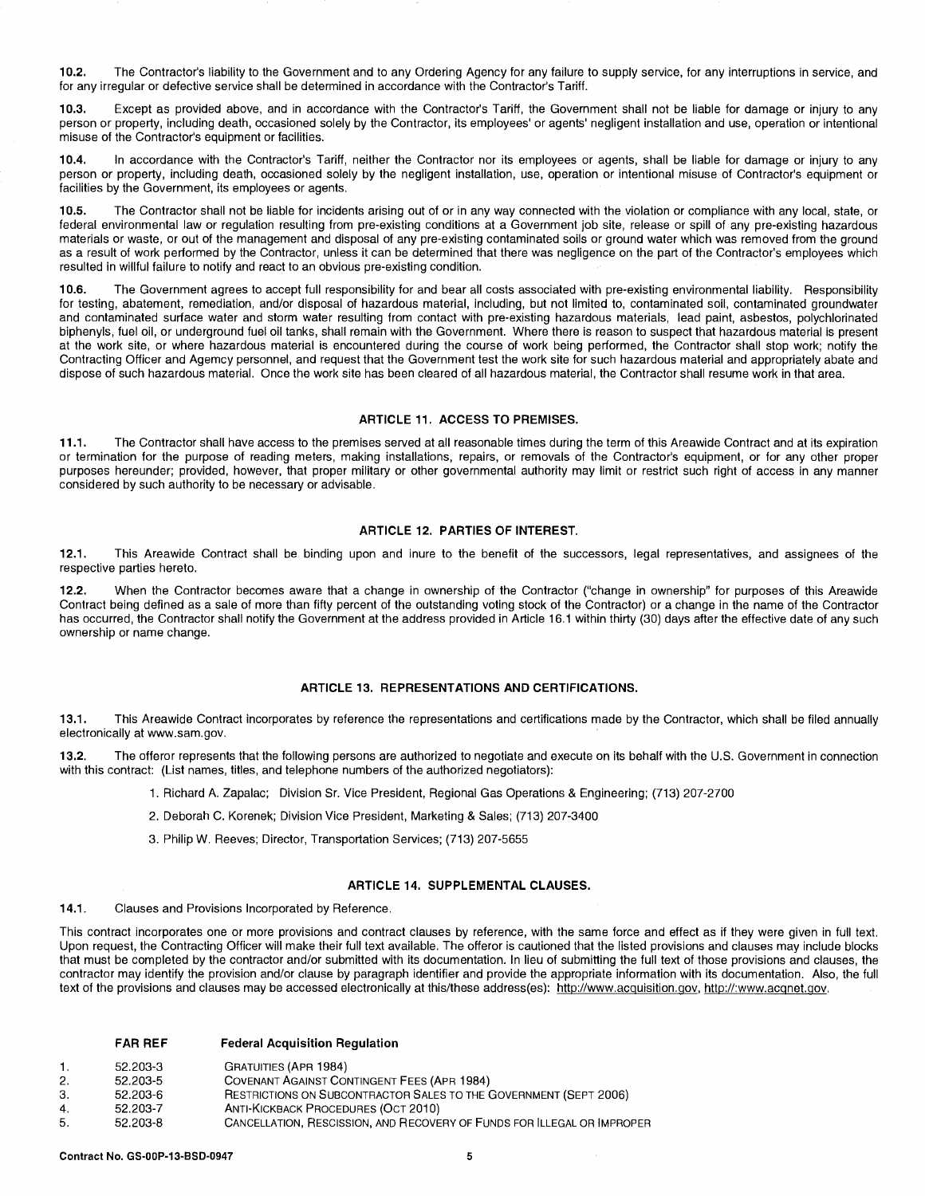**10.2.** The Contractor's liability to the Government and to any Ordering Agency for any failure to supply service, for any interruptions in service, and for any irregular or defective service shall be determined in accordance with the Contractor's Tariff.

**10.3.** Except as provided above, and in accordance with the Contractor's Tariff, the Government shall not be liable for damage or injury to any person or property, including death, occasioned solely by the Contractor, its employees' or agents' negligent installation and use, operation or intentional misuse of the Contractor's equipment or facilities.

**10.4.** In accordance with the Contractor's Tariff, neither the Contractor nor its employees or agents, shall be liable for damage or injury to any person or property, including death, occasioned solely by the negligent installation, use, operation or intentional misuse of Contractor's equipment or facilities by the Government, its employees or agents.

**10.5.** The Contractor shall not be liable for incidents arising out of or in any way connected with the violation or compliance with any local, state, or federal environmental law or regulation resulting from pre-existing conditions at a Government job site, release or spill of any pre-existing hazardous materials or waste, or out of the management and disposal of any pre-existing contaminated soils or ground water which was removed from the ground as a result of work performed by the Contractor, unless it can be determined that there was negligence on the part of the Contractor's employees which resulted in willful failure to notify and react to an obvious pre-existing condition.

**10.6.** The Government agrees to accept full responsibility for and bear all costs associated with pre-existing environmental liability. Responsibility for testing, abatement, remediation, and/or disposal of hazardous material, including, but not limited to, contaminated soil, contaminated groundwater and contaminated surface water and storm water resulting from contact with pre-existing hazardous materials, lead paint, asbestos, polychlorinated biphenyls, fuel oil, or underground fuel oil tanks, shall remain with the Government. Where there is reason to suspect that hazardous material is present at the work site, or where hazardous material is encountered during the course of work being performed, the Contractor shall stop work; notify the Contracting Officer and Agemcy personnel, and request that the Government test the work site for such hazardous material and appropriately abate and dispose of such hazardous material. Once the work site has been cleared of all hazardous material, the Contractor shall resume work in that area.

## ARTICLE 11. ACCESS TO PREMISES.

**11.1.** The Contractor shall have access to the premises served at all reasonable times during the term of this Areawide Contract and at its expiration or termination for the purpose of reading meters, making installations, repairs, or removals of the Contractor's equipment, or for any other proper purposes hereunder; provided, however, that proper military or other governmental authority may limit or restrict such right of access in any manner considered by such authority to be necessary or advisable.

## ARTICLE 12. PARTIES OF INTEREST.

**12.1.** This Areawide Contract shall be binding upon and inure to the benefit of the successors, legal representatives, and assignees of the respective parties hereto.

**12.2.** When the Contractor becomes aware that a change in ownership of the Contractor ("change in ownership" for purposes of this Areawide Contract being defined as a sale of more than fifty percent of the outstanding voting stock of the Contractor) or a change in the name of the Contractor has occurred, the Contractor shall notify the Government at the address provided in Article 16.1 within thirty (30) days after the effective date of any such ownership or name change.

## ARTICLE 13. REPRESENTATIONS AND CERTIFICATIONS.

**13.1.** This Areawide Contract incorporates by reference the representations and certifications made by the Contractor, which shall be filed annually electronically at www.sam.gov.

**13.2.** The offeror represents that the following persons are authorized to negotiate and execute on its behalf with the U.S. Government in connection with this contract: (List names, titles, and telephone numbers of the authorized negotiators):

1. Richard A. Zapalac; Division Sr. Vice President, Regional Gas Operations & Engineering; (713) 207-2700
2. Deborah C. Korenek; Division Vice President, Marketing & Sales; (713) 207-3400
3. Philip W. Reeves; Director, Transportation Services; (713) 207-5655

## ARTICLE 14. SUPPLEMENTAL CLAUSES.

**14.1.** Clauses and Provisions Incorporated by Reference.

This contract incorporates one or more provisions and contract clauses by reference, with the same force and effect as if they were given in full text. Upon request, the Contracting Officer will make their full text available. The offeror is cautioned that the listed provisions and clauses may include blocks that must be completed by the contractor and/or submitted with its documentation. In lieu of submitting the full text of those provisions and clauses, the contractor may identify the provision and/or clause by paragraph identifier and provide the appropriate information with its documentation. Also, the full text of the provisions and clauses may be accessed electronically at this/these address(es): http://www.acquisition.gov, http://:www.acqnet.gov.

| | FAR REF | Federal Acquisition Regulation |
|---|---|---|
| 1. | 52.203-3 | Gratuities (Apr 1984) |
| 2. | 52.203-5 | Covenant Against Contingent Fees (Apr 1984) |
| 3. | 52.203-6 | Restrictions on Subcontractor Sales to the Government (Sept 2006) |
| 4. | 52.203-7 | Anti-Kickback Procedures (Oct 2010) |
| 5. | 52.203-8 | Cancellation, Rescission, and Recovery of Funds for Illegal or Improper |

Contract No. GS-00P-13-BSD-0947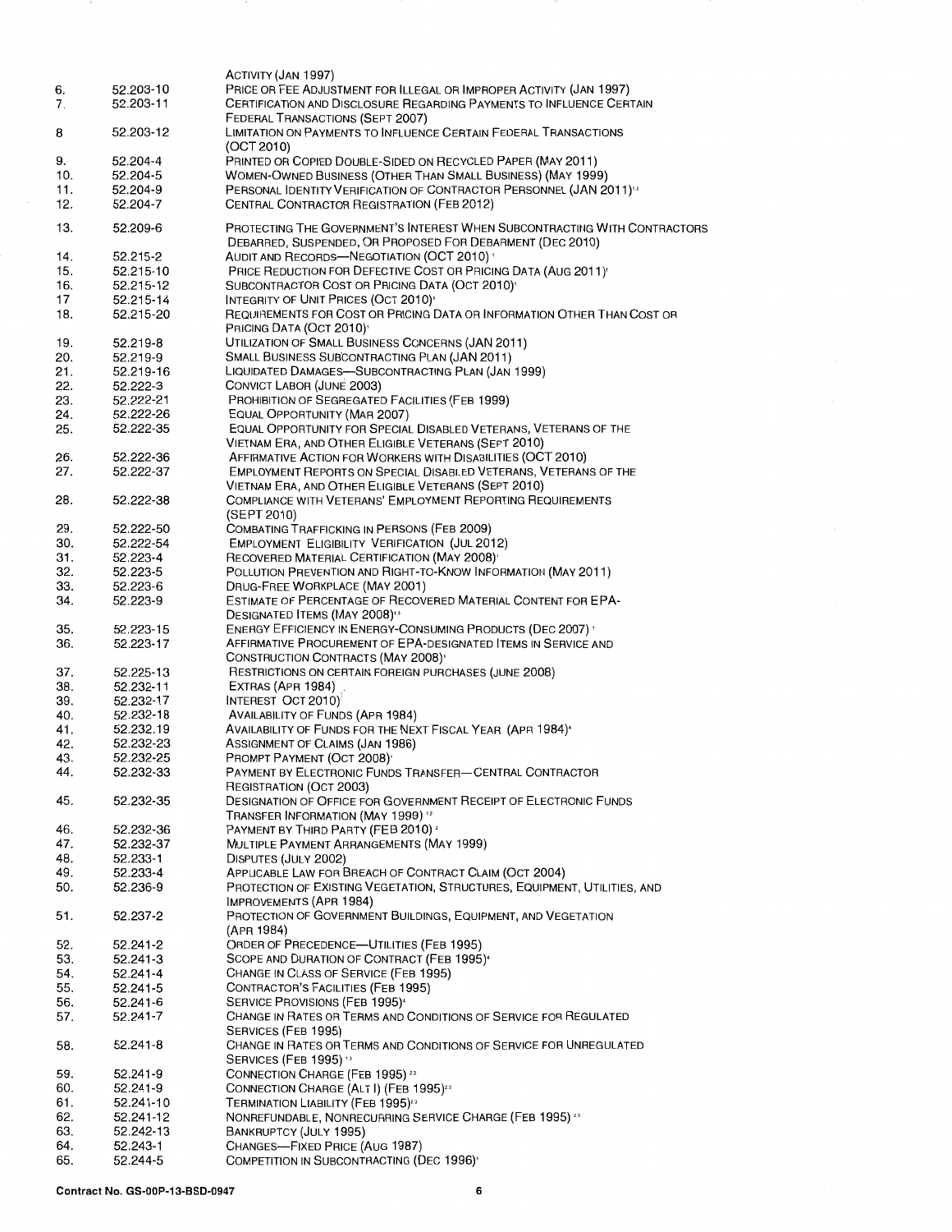| | | ACTIVITY (JAN 1997) |
|---|---|---|
| 6. | 52.203-10 | PRICE OR FEE ADJUSTMENT FOR ILLEGAL OR IMPROPER ACTIVITY (JAN 1997) |
| 7. | 52.203-11 | CERTIFICATION AND DISCLOSURE REGARDING PAYMENTS TO INFLUENCE CERTAIN FEDERAL TRANSACTIONS (SEPT 2007) |
| 8 | 52.203-12 | LIMITATION ON PAYMENTS TO INFLUENCE CERTAIN FEDERAL TRANSACTIONS (OCT 2010) |
| 9. | 52.204-4 | PRINTED OR COPIED DOUBLE-SIDED ON RECYCLED PAPER (MAY 2011) |
| 10. | 52.204-5 | WOMEN-OWNED BUSINESS (OTHER THAN SMALL BUSINESS) (MAY 1999) |
| 11. | 52.204-9 | PERSONAL IDENTITY VERIFICATION OF CONTRACTOR PERSONNEL (JAN 2011)[1,2] |
| 12. | 52.204-7 | CENTRAL CONTRACTOR REGISTRATION (FEB 2012) |
| 13. | 52.209-6 | PROTECTING THE GOVERNMENT'S INTEREST WHEN SUBCONTRACTING WITH CONTRACTORS DEBARRED, SUSPENDED, OR PROPOSED FOR DEBARMENT (DEC 2010) |
| 14. | 52.215-2 | AUDIT AND RECORDS—NEGOTIATION (OCT 2010)[1] |
| 15. | 52.215-10 | PRICE REDUCTION FOR DEFECTIVE COST OR PRICING DATA (AUG 2011)[1] |
| 16. | 52.215-12 | SUBCONTRACTOR COST OR PRICING DATA (OCT 2010)[1] |
| 17 | 52.215-14 | INTEGRITY OF UNIT PRICES (OCT 2010)[1] |
| 18. | 52.215-20 | REQUIREMENTS FOR COST OR PRICING DATA OR INFORMATION OTHER THAN COST OR PRICING DATA (OCT 2010)[1] |
| 19. | 52.219-8 | UTILIZATION OF SMALL BUSINESS CONCERNS (JAN 2011) |
| 20. | 52.219-9 | SMALL BUSINESS SUBCONTRACTING PLAN (JAN 2011) |
| 21. | 52.219-16 | LIQUIDATED DAMAGES—SUBCONTRACTING PLAN (JAN 1999) |
| 22. | 52.222-3 | CONVICT LABOR (JUNE 2003) |
| 23. | 52.222-21 | PROHIBITION OF SEGREGATED FACILITIES (FEB 1999) |
| 24. | 52.222-26 | EQUAL OPPORTUNITY (MAR 2007) |
| 25. | 52.222-35 | EQUAL OPPORTUNITY FOR SPECIAL DISABLED VETERANS, VETERANS OF THE VIETNAM ERA, AND OTHER ELIGIBLE VETERANS (SEPT 2010) |
| 26. | 52.222-36 | AFFIRMATIVE ACTION FOR WORKERS WITH DISABILITIES (OCT 2010) |
| 27. | 52.222-37 | EMPLOYMENT REPORTS ON SPECIAL DISABLED VETERANS, VETERANS OF THE VIETNAM ERA, AND OTHER ELIGIBLE VETERANS (SEPT 2010) |
| 28. | 52.222-38 | COMPLIANCE WITH VETERANS' EMPLOYMENT REPORTING REQUIREMENTS (SEPT 2010) |
| 29. | 52.222-50 | COMBATING TRAFFICKING IN PERSONS (FEB 2009) |
| 30. | 52.222-54 | EMPLOYMENT ELIGIBILITY VERIFICATION (JUL 2012) |
| 31. | 52.223-4 | RECOVERED MATERIAL CERTIFICATION (MAY 2008)[1] |
| 32. | 52.223-5 | POLLUTION PREVENTION AND RIGHT-TO-KNOW INFORMATION (MAY 2011) |
| 33. | 52.223-6 | DRUG-FREE WORKPLACE (MAY 2001) |
| 34. | 52.223-9 | ESTIMATE OF PERCENTAGE OF RECOVERED MATERIAL CONTENT FOR EPA-DESIGNATED ITEMS (MAY 2008)[1,3] |
| 35. | 52.223-15 | ENERGY EFFICIENCY IN ENERGY-CONSUMING PRODUCTS (DEC 2007)[1] |
| 36. | 52.223-17 | AFFIRMATIVE PROCUREMENT OF EPA-DESIGNATED ITEMS IN SERVICE AND CONSTRUCTION CONTRACTS (MAY 2008)[1] |
| 37. | 52.225-13 | RESTRICTIONS ON CERTAIN FOREIGN PURCHASES (JUNE 2008) |
| 38. | 52.232-11 | EXTRAS (APR 1984) |
| 39. | 52.232-17 | INTEREST OCT 2010) |
| 40. | 52.232-18 | AVAILABILITY OF FUNDS (APR 1984) |
| 41. | 52.232.19 | AVAILABILITY OF FUNDS FOR THE NEXT FISCAL YEAR (APR 1984)[4] |
| 42. | 52.232-23 | ASSIGNMENT OF CLAIMS (JAN 1986) |
| 43. | 52.232-25 | PROMPT PAYMENT (OCT 2008)[1] |
| 44. | 52.232-33 | PAYMENT BY ELECTRONIC FUNDS TRANSFER—CENTRAL CONTRACTOR REGISTRATION (OCT 2003) |
| 45. | 52.232-35 | DESIGNATION OF OFFICE FOR GOVERNMENT RECEIPT OF ELECTRONIC FUNDS TRANSFER INFORMATION (MAY 1999)[1,2] |
| 46. | 52.232-36 | PAYMENT BY THIRD PARTY (FEB 2010)[2] |
| 47. | 52.232-37 | MULTIPLE PAYMENT ARRANGEMENTS (MAY 1999) |
| 48. | 52.233-1 | DISPUTES (JULY 2002) |
| 49. | 52.233-4 | APPLICABLE LAW FOR BREACH OF CONTRACT CLAIM (OCT 2004) |
| 50. | 52.236-9 | PROTECTION OF EXISTING VEGETATION, STRUCTURES, EQUIPMENT, UTILITIES, AND IMPROVEMENTS (APR 1984) |
| 51. | 52.237-2 | PROTECTION OF GOVERNMENT BUILDINGS, EQUIPMENT, AND VEGETATION (APR 1984) |
| 52. | 52.241-2 | ORDER OF PRECEDENCE—UTILITIES (FEB 1995) |
| 53. | 52.241-3 | SCOPE AND DURATION OF CONTRACT (FEB 1995)[4] |
| 54. | 52.241-4 | CHANGE IN CLASS OF SERVICE (FEB 1995) |
| 55. | 52.241-5 | CONTRACTOR'S FACILITIES (FEB 1995) |
| 56. | 52.241-6 | SERVICE PROVISIONS (FEB 1995)[4] |
| 57. | 52.241-7 | CHANGE IN RATES OR TERMS AND CONDITIONS OF SERVICE FOR REGULATED SERVICES (FEB 1995) |
| 58. | 52.241-8 | CHANGE IN RATES OR TERMS AND CONDITIONS OF SERVICE FOR UNREGULATED SERVICES (FEB 1995)[1,3] |
| 59. | 52.241-9 | CONNECTION CHARGE (FEB 1995)[2,3] |
| 60. | 52.241-9 | CONNECTION CHARGE (ALT I) (FEB 1995)[2,3] |
| 61. | 52.241-10 | TERMINATION LIABILITY (FEB 1995)[2,3] |
| 62. | 52.241-12 | NONREFUNDABLE, NONRECURRING SERVICE CHARGE (FEB 1995)[2,3] |
| 63. | 52.242-13 | BANKRUPTCY (JULY 1995) |
| 64. | 52.243-1 | CHANGES—FIXED PRICE (AUG 1987) |
| 65. | 52.244-5 | COMPETITION IN SUBCONTRACTING (DEC 1996)[1] |

**Contract No. GS-00P-13-BSD-0947**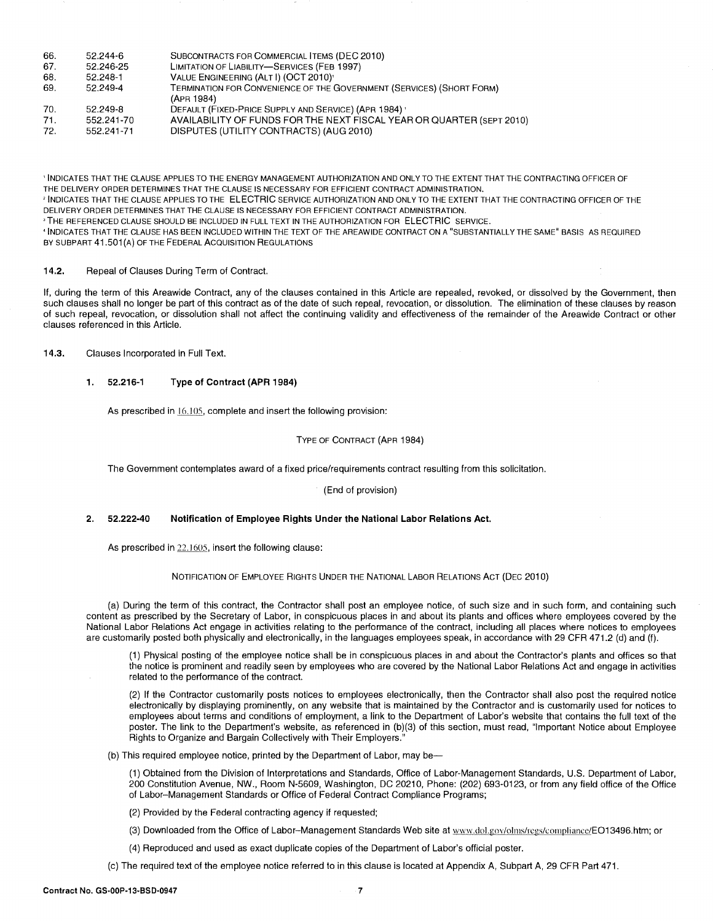| | | |
|---|---|---|
| 66. | 52.244-6 | SUBCONTRACTS FOR COMMERCIAL ITEMS (DEC 2010) |
| 67. | 52.246-25 | LIMITATION OF LIABILITY—SERVICES (FEB 1997) |
| 68. | 52.248-1 | VALUE ENGINEERING (ALT I) (OCT 2010)[1] |
| 69. | 52.249-4 | TERMINATION FOR CONVENIENCE OF THE GOVERNMENT (SERVICES) (SHORT FORM) (APR 1984) |
| 70. | 52.249-8 | DEFAULT (FIXED-PRICE SUPPLY AND SERVICE) (APR 1984)[1] |
| 71. | 552.241-70 | AVAILABILITY OF FUNDS FOR THE NEXT FISCAL YEAR OR QUARTER (SEPT 2010) |
| 72. | 552.241-71 | DISPUTES (UTILITY CONTRACTS) (AUG 2010) |

[1] INDICATES THAT THE CLAUSE APPLIES TO THE ENERGY MANAGEMENT AUTHORIZATION AND ONLY TO THE EXTENT THAT THE CONTRACTING OFFICER OF THE DELIVERY ORDER DETERMINES THAT THE CLAUSE IS NECESSARY FOR EFFICIENT CONTRACT ADMINISTRATION.
[2] INDICATES THAT THE CLAUSE APPLIES TO THE ELECTRIC SERVICE AUTHORIZATION AND ONLY TO THE EXTENT THAT THE CONTRACTING OFFICER OF THE DELIVERY ORDER DETERMINES THAT THE CLAUSE IS NECESSARY FOR EFFICIENT CONTRACT ADMINISTRATION.
[3] THE REFERENCED CLAUSE SHOULD BE INCLUDED IN FULL TEXT IN THE AUTHORIZATION FOR ELECTRIC SERVICE.
[4] INDICATES THAT THE CLAUSE HAS BEEN INCLUDED WITHIN THE TEXT OF THE AREAWIDE CONTRACT ON A "SUBSTANTIALLY THE SAME" BASIS AS REQUIRED BY SUBPART 41.501(A) OF THE FEDERAL ACQUISITION REGULATIONS

**14.2.** Repeal of Clauses During Term of Contract.

If, during the term of this Areawide Contract, any of the clauses contained in this Article are repealed, revoked, or dissolved by the Government, then such clauses shall no longer be part of this contract as of the date of such repeal, revocation, or dissolution. The elimination of these clauses by reason of such repeal, revocation, or dissolution shall not affect the continuing validity and effectiveness of the remainder of the Areawide Contract or other clauses referenced in this Article.

**14.3.** Clauses Incorporated in Full Text.

**1. 52.216-1 Type of Contract (APR 1984)**

As prescribed in 16.105, complete and insert the following provision:

TYPE OF CONTRACT (APR 1984)

The Government contemplates award of a fixed price/requirements contract resulting from this solicitation.

(End of provision)

**2. 52.222-40 Notification of Employee Rights Under the National Labor Relations Act.**

As prescribed in 22.1605, insert the following clause:

NOTIFICATION OF EMPLOYEE RIGHTS UNDER THE NATIONAL LABOR RELATIONS ACT (DEC 2010)

(a) During the term of this contract, the Contractor shall post an employee notice, of such size and in such form, and containing such content as prescribed by the Secretary of Labor, in conspicuous places in and about its plants and offices where employees covered by the National Labor Relations Act engage in activities relating to the performance of the contract, including all places where notices to employees are customarily posted both physically and electronically, in the languages employees speak, in accordance with 29 CFR 471.2 (d) and (f).

(1) Physical posting of the employee notice shall be in conspicuous places in and about the Contractor's plants and offices so that the notice is prominent and readily seen by employees who are covered by the National Labor Relations Act and engage in activities related to the performance of the contract.

(2) If the Contractor customarily posts notices to employees electronically, then the Contractor shall also post the required notice electronically by displaying prominently, on any website that is maintained by the Contractor and is customarily used for notices to employees about terms and conditions of employment, a link to the Department of Labor's website that contains the full text of the poster. The link to the Department's website, as referenced in (b)(3) of this section, must read, "Important Notice about Employee Rights to Organize and Bargain Collectively with Their Employers."

(b) This required employee notice, printed by the Department of Labor, may be—

(1) Obtained from the Division of Interpretations and Standards, Office of Labor-Management Standards, U.S. Department of Labor, 200 Constitution Avenue, NW., Room N-5609, Washington, DC 20210, Phone: (202) 693-0123, or from any field office of the Office of Labor–Management Standards or Office of Federal Contract Compliance Programs;

(2) Provided by the Federal contracting agency if requested;

(3) Downloaded from the Office of Labor–Management Standards Web site at www.dol.gov/olms/regs/compliance/EO13496.htm; or

(4) Reproduced and used as exact duplicate copies of the Department of Labor's official poster.

(c) The required text of the employee notice referred to in this clause is located at Appendix A, Subpart A, 29 CFR Part 471.

Contract No. GS-00P-13-BSD-0947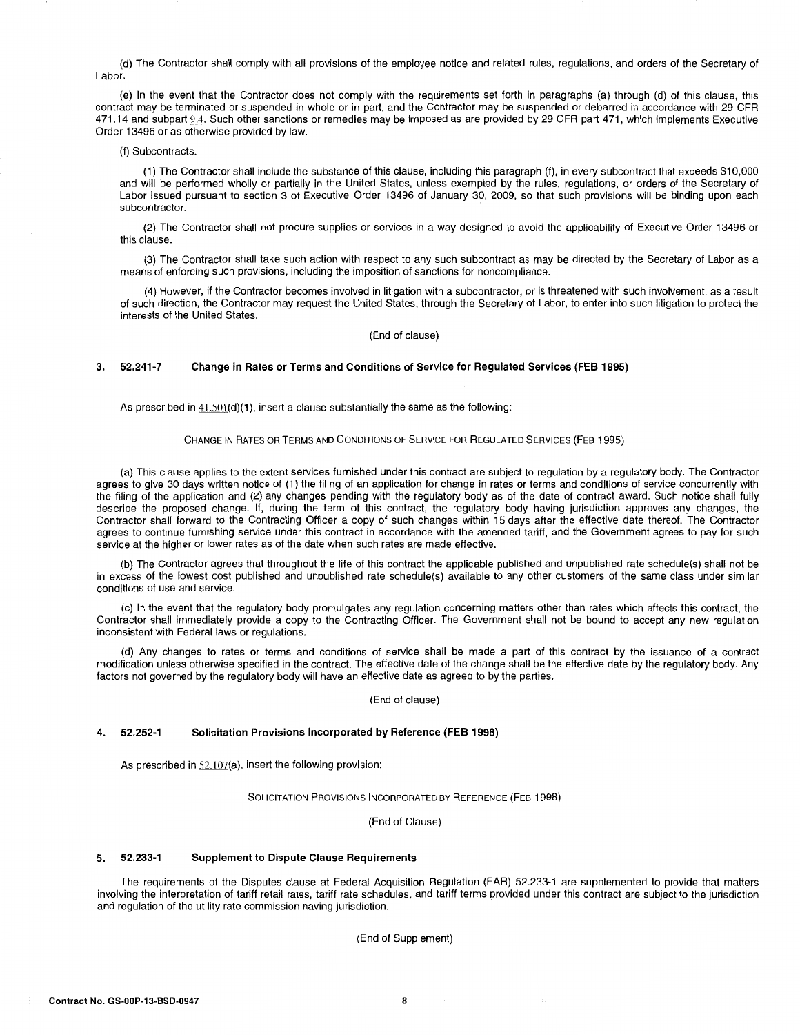(d) The Contractor shall comply with all provisions of the employee notice and related rules, regulations, and orders of the Secretary of Labor.

(e) In the event that the Contractor does not comply with the requirements set forth in paragraphs (a) through (d) of this clause, this contract may be terminated or suspended in whole or in part, and the Contractor may be suspended or debarred in accordance with 29 CFR 471.14 and subpart 9.4. Such other sanctions or remedies may be imposed as are provided by 29 CFR part 471, which implements Executive Order 13496 or as otherwise provided by law.

(f) Subcontracts.

(1) The Contractor shall include the substance of this clause, including this paragraph (f), in every subcontract that exceeds $10,000 and will be performed wholly or partially in the United States, unless exempted by the rules, regulations, or orders of the Secretary of Labor issued pursuant to section 3 of Executive Order 13496 of January 30, 2009, so that such provisions will be binding upon each subcontractor.

(2) The Contractor shall not procure supplies or services in a way designed to avoid the applicability of Executive Order 13496 or this clause.

(3) The Contractor shall take such action with respect to any such subcontract as may be directed by the Secretary of Labor as a means of enforcing such provisions, including the imposition of sanctions for noncompliance.

(4) However, if the Contractor becomes involved in litigation with a subcontractor, or is threatened with such involvement, as a result of such direction, the Contractor may request the United States, through the Secretary of Labor, to enter into such litigation to protect the interests of the United States.

(End of clause)

### 3. 52.241-7 Change in Rates or Terms and Conditions of Service for Regulated Services (FEB 1995)

As prescribed in 41.501(d)(1), insert a clause substantially the same as the following:

CHANGE IN RATES OR TERMS AND CONDITIONS OF SERVICE FOR REGULATED SERVICES (FEB 1995)

(a) This clause applies to the extent services furnished under this contract are subject to regulation by a regulatory body. The Contractor agrees to give 30 days written notice of (1) the filing of an application for change in rates or terms and conditions of service concurrently with the filing of the application and (2) any changes pending with the regulatory body as of the date of contract award. Such notice shall fully describe the proposed change. If, during the term of this contract, the regulatory body having jurisdiction approves any changes, the Contractor shall forward to the Contracting Officer a copy of such changes within 15 days after the effective date thereof. The Contractor agrees to continue furnishing service under this contract in accordance with the amended tariff, and the Government agrees to pay for such service at the higher or lower rates as of the date when such rates are made effective.

(b) The Contractor agrees that throughout the life of this contract the applicable published and unpublished rate schedule(s) shall not be in excess of the lowest cost published and unpublished rate schedule(s) available to any other customers of the same class under similar conditions of use and service.

(c) In the event that the regulatory body promulgates any regulation concerning matters other than rates which affects this contract, the Contractor shall immediately provide a copy to the Contracting Officer. The Government shall not be bound to accept any new regulation inconsistent with Federal laws or regulations.

(d) Any changes to rates or terms and conditions of service shall be made a part of this contract by the issuance of a contract modification unless otherwise specified in the contract. The effective date of the change shall be the effective date by the regulatory body. Any factors not governed by the regulatory body will have an effective date as agreed to by the parties.

(End of clause)

### 4. 52.252-1 Solicitation Provisions Incorporated by Reference (FEB 1998)

As prescribed in 52.107(a), insert the following provision:

SOLICITATION PROVISIONS INCORPORATED BY REFERENCE (FEB 1998)

(End of Clause)

### 5. 52.233-1 Supplement to Dispute Clause Requirements

The requirements of the Disputes clause at Federal Acquisition Regulation (FAR) 52.233-1 are supplemented to provide that matters involving the interpretation of tariff retail rates, tariff rate schedules, and tariff terms provided under this contract are subject to the jurisdiction and regulation of the utility rate commission having jurisdiction.

(End of Supplement)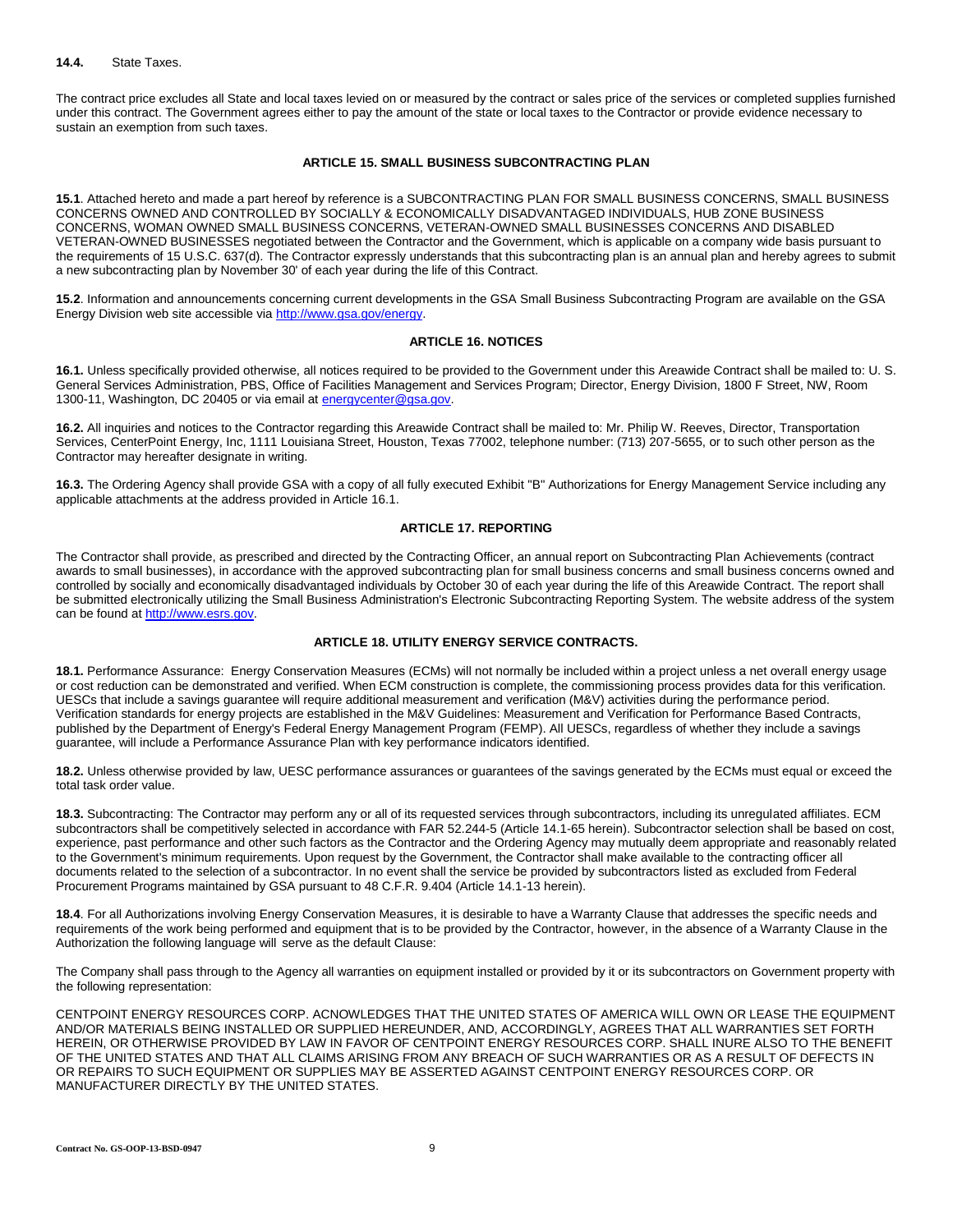**14.4.** State Taxes.

The contract price excludes all State and local taxes levied on or measured by the contract or sales price of the services or completed supplies furnished under this contract. The Government agrees either to pay the amount of the state or local taxes to the Contractor or provide evidence necessary to sustain an exemption from such taxes.

## ARTICLE 15. SMALL BUSINESS SUBCONTRACTING PLAN

**15.1**. Attached hereto and made a part hereof by reference is a SUBCONTRACTING PLAN FOR SMALL BUSINESS CONCERNS, SMALL BUSINESS CONCERNS OWNED AND CONTROLLED BY SOCIALLY & ECONOMICALLY DISADVANTAGED INDIVIDUALS, HUB ZONE BUSINESS CONCERNS, WOMAN OWNED SMALL BUSINESS CONCERNS, VETERAN-OWNED SMALL BUSINESSES CONCERNS AND DISABLED VETERAN-OWNED BUSINESSES negotiated between the Contractor and the Government, which is applicable on a company wide basis pursuant to the requirements of 15 U.S.C. 637(d). The Contractor expressly understands that this subcontracting plan is an annual plan and hereby agrees to submit a new subcontracting plan by November 30' of each year during the life of this Contract.

**15.2**. Information and announcements concerning current developments in the GSA Small Business Subcontracting Program are available on the GSA Energy Division web site accessible via http://www.gsa.gov/energy.

## ARTICLE 16. NOTICES

**16.1.** Unless specifically provided otherwise, all notices required to be provided to the Government under this Areawide Contract shall be mailed to: U. S. General Services Administration, PBS, Office of Facilities Management and Services Program; Director, Energy Division, 1800 F Street, NW, Room 1300-11, Washington, DC 20405 or via email at energycenter@gsa.gov.

**16.2.** All inquiries and notices to the Contractor regarding this Areawide Contract shall be mailed to: Mr. Philip W. Reeves, Director, Transportation Services, CenterPoint Energy, Inc, 1111 Louisiana Street, Houston, Texas 77002, telephone number: (713) 207-5655, or to such other person as the Contractor may hereafter designate in writing.

**16.3.** The Ordering Agency shall provide GSA with a copy of all fully executed Exhibit "B" Authorizations for Energy Management Service including any applicable attachments at the address provided in Article 16.1.

## ARTICLE 17. REPORTING

The Contractor shall provide, as prescribed and directed by the Contracting Officer, an annual report on Subcontracting Plan Achievements (contract awards to small businesses), in accordance with the approved subcontracting plan for small business concerns and small business concerns owned and controlled by socially and economically disadvantaged individuals by October 30 of each year during the life of this Areawide Contract. The report shall be submitted electronically utilizing the Small Business Administration's Electronic Subcontracting Reporting System. The website address of the system can be found at http://www.esrs.gov.

## ARTICLE 18. UTILITY ENERGY SERVICE CONTRACTS.

**18.1.** Performance Assurance: Energy Conservation Measures (ECMs) will not normally be included within a project unless a net overall energy usage or cost reduction can be demonstrated and verified. When ECM construction is complete, the commissioning process provides data for this verification. UESCs that include a savings guarantee will require additional measurement and verification (M&V) activities during the performance period. Verification standards for energy projects are established in the M&V Guidelines: Measurement and Verification for Performance Based Contracts, published by the Department of Energy's Federal Energy Management Program (FEMP). All UESCs, regardless of whether they include a savings guarantee, will include a Performance Assurance Plan with key performance indicators identified.

**18.2.** Unless otherwise provided by law, UESC performance assurances or guarantees of the savings generated by the ECMs must equal or exceed the total task order value.

**18.3.** Subcontracting: The Contractor may perform any or all of its requested services through subcontractors, including its unregulated affiliates. ECM subcontractors shall be competitively selected in accordance with FAR 52.244-5 (Article 14.1-65 herein). Subcontractor selection shall be based on cost, experience, past performance and other such factors as the Contractor and the Ordering Agency may mutually deem appropriate and reasonably related to the Government's minimum requirements. Upon request by the Government, the Contractor shall make available to the contracting officer all documents related to the selection of a subcontractor. In no event shall the service be provided by subcontractors listed as excluded from Federal Procurement Programs maintained by GSA pursuant to 48 C.F.R. 9.404 (Article 14.1-13 herein).

**18.4**. For all Authorizations involving Energy Conservation Measures, it is desirable to have a Warranty Clause that addresses the specific needs and requirements of the work being performed and equipment that is to be provided by the Contractor, however, in the absence of a Warranty Clause in the Authorization the following language will serve as the default Clause:

The Company shall pass through to the Agency all warranties on equipment installed or provided by it or its subcontractors on Government property with the following representation:

CENTPOINT ENERGY RESOURCES CORP. ACNOWLEDGES THAT THE UNITED STATES OF AMERICA WILL OWN OR LEASE THE EQUIPMENT AND/OR MATERIALS BEING INSTALLED OR SUPPLIED HEREUNDER, AND, ACCORDINGLY, AGREES THAT ALL WARRANTIES SET FORTH HEREIN, OR OTHERWISE PROVIDED BY LAW IN FAVOR OF CENTPOINT ENERGY RESOURCES CORP. SHALL INURE ALSO TO THE BENEFIT OF THE UNITED STATES AND THAT ALL CLAIMS ARISING FROM ANY BREACH OF SUCH WARRANTIES OR AS A RESULT OF DEFECTS IN OR REPAIRS TO SUCH EQUIPMENT OR SUPPLIES MAY BE ASSERTED AGAINST CENTPOINT ENERGY RESOURCES CORP. OR MANUFACTURER DIRECTLY BY THE UNITED STATES.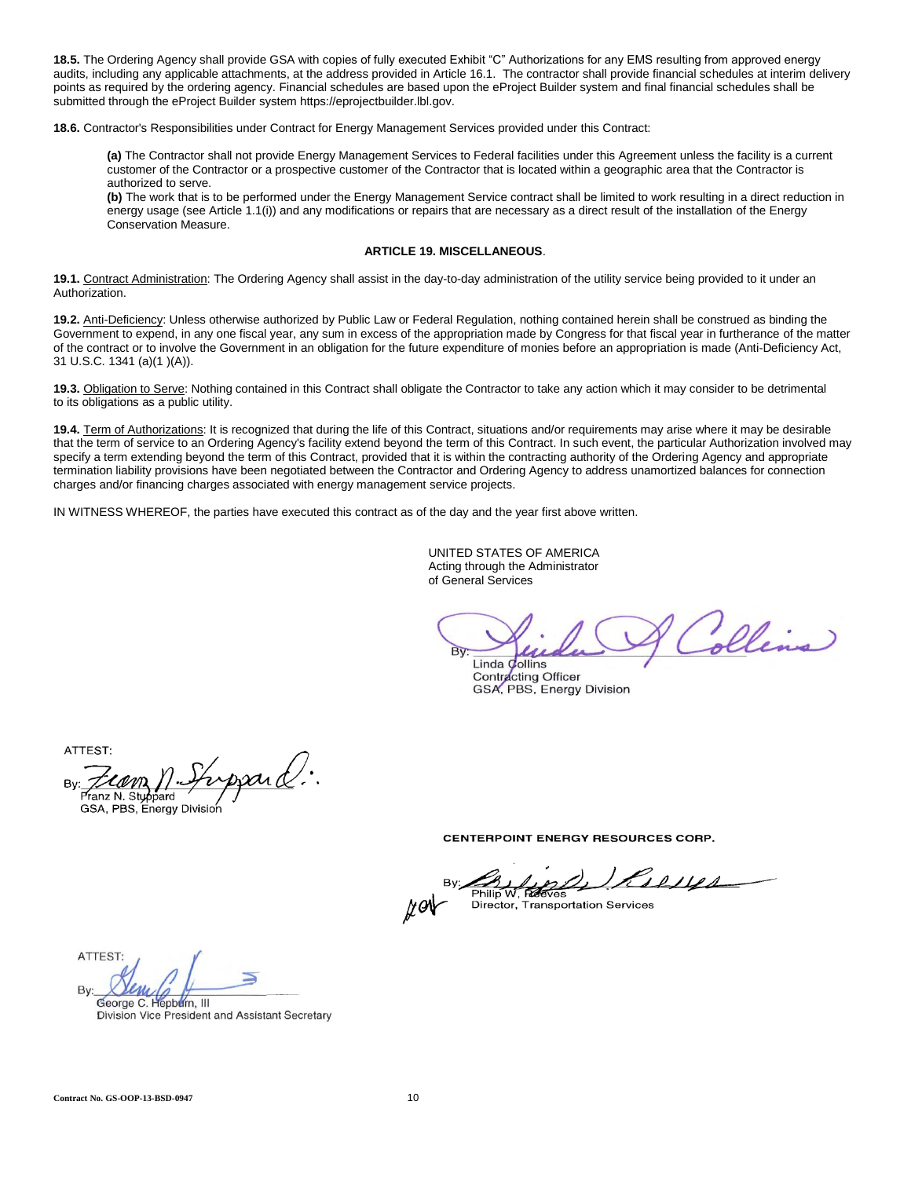**18.5.** The Ordering Agency shall provide GSA with copies of fully executed Exhibit "C" Authorizations for any EMS resulting from approved energy audits, including any applicable attachments, at the address provided in Article 16.1. The contractor shall provide financial schedules at interim delivery points as required by the ordering agency. Financial schedules are based upon the eProject Builder system and final financial schedules shall be submitted through the eProject Builder system https://eprojectbuilder.lbl.gov.

**18.6.** Contractor's Responsibilities under Contract for Energy Management Services provided under this Contract:

**(a)** The Contractor shall not provide Energy Management Services to Federal facilities under this Agreement unless the facility is a current customer of the Contractor or a prospective customer of the Contractor that is located within a geographic area that the Contractor is authorized to serve.
**(b)** The work that is to be performed under the Energy Management Service contract shall be limited to work resulting in a direct reduction in energy usage (see Article 1.1(i)) and any modifications or repairs that are necessary as a direct result of the installation of the Energy Conservation Measure.

## ARTICLE 19. MISCELLANEOUS.

**19.1.** Contract Administration: The Ordering Agency shall assist in the day-to-day administration of the utility service being provided to it under an Authorization.

**19.2.** Anti-Deficiency: Unless otherwise authorized by Public Law or Federal Regulation, nothing contained herein shall be construed as binding the Government to expend, in any one fiscal year, any sum in excess of the appropriation made by Congress for that fiscal year in furtherance of the matter of the contract or to involve the Government in an obligation for the future expenditure of monies before an appropriation is made (Anti-Deficiency Act, 31 U.S.C. 1341 (a)(1 )(A)).

**19.3.** Obligation to Serve: Nothing contained in this Contract shall obligate the Contractor to take any action which it may consider to be detrimental to its obligations as a public utility.

**19.4.** Term of Authorizations: It is recognized that during the life of this Contract, situations and/or requirements may arise where it may be desirable that the term of service to an Ordering Agency's facility extend beyond the term of this Contract. In such event, the particular Authorization involved may specify a term extending beyond the term of this Contract, provided that it is within the contracting authority of the Ordering Agency and appropriate termination liability provisions have been negotiated between the Contractor and Ordering Agency to address unamortized balances for connection charges and/or financing charges associated with energy management service projects.

IN WITNESS WHEREOF, the parties have executed this contract as of the day and the year first above written.

UNITED STATES OF AMERICA
Acting through the Administrator
of General Services

By: Linda Collins
Linda Collins
Contracting Officer
GSA, PBS, Energy Division

ATTEST:
By: Franz N. Stuppard
Franz N. Stuppard
GSA, PBS, Energy Division

**CENTERPOINT ENERGY RESOURCES CORP.**

By: Philip W. Reeves
Philip W. Reeves
Director, Transportation Services

ATTEST:
By: George C. Hepburn, III
George C. Hepburn, III
Division Vice President and Assistant Secretary

Contract No. GS-OOP-13-BSD-0947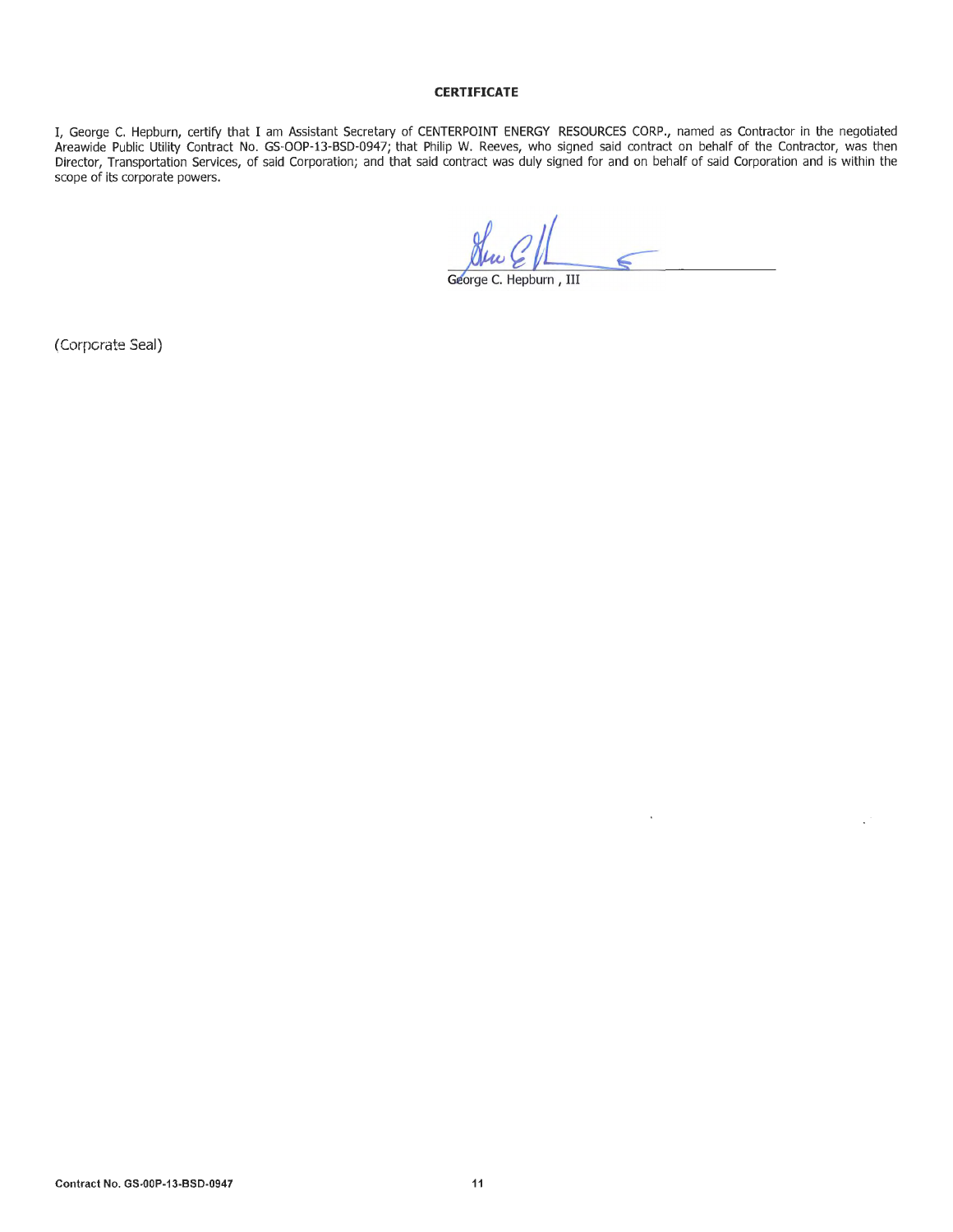**CERTIFICATE**

I, George C. Hepburn, certify that I am Assistant Secretary of CENTERPOINT ENERGY RESOURCES CORP., named as Contractor in the negotiated Areawide Public Utility Contract No. GS-OOP-13-BSD-0947; that Philip W. Reeves, who signed said contract on behalf of the Contractor, was then Director, Transportation Services, of said Corporation; and that said contract was duly signed for and on behalf of said Corporation and is within the scope of its corporate powers.

George C. Hepburn , III

(Corporate Seal)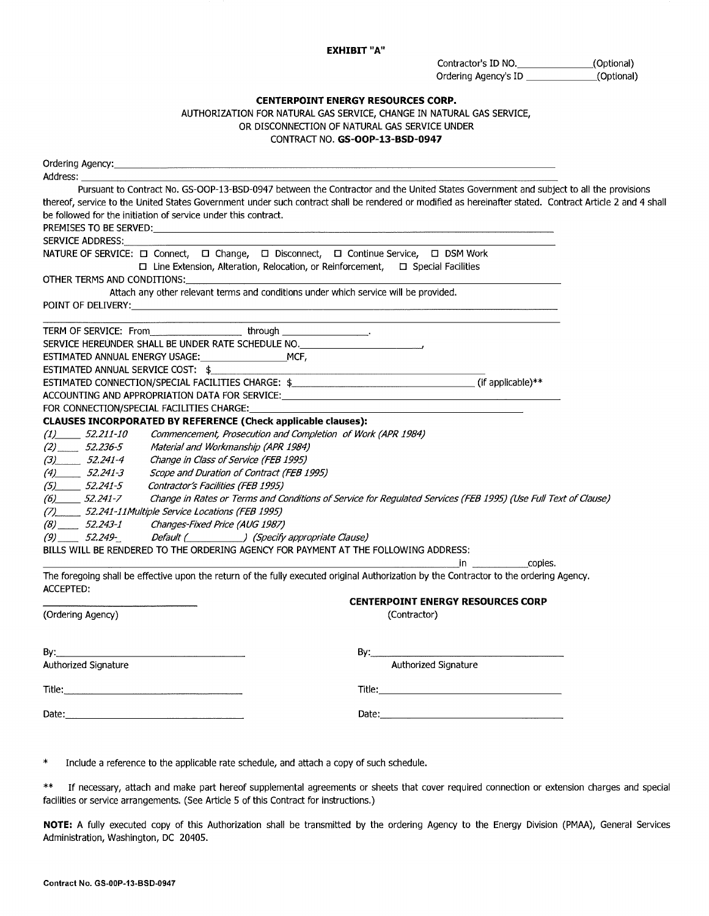**EXHIBIT "A"**

Contractor's ID NO.______________(Optional)
Ordering Agency's ID ______________(Optional)

**CENTERPOINT ENERGY RESOURCES CORP.**
AUTHORIZATION FOR NATURAL GAS SERVICE, CHANGE IN NATURAL GAS SERVICE,
OR DISCONNECTION OF NATURAL GAS SERVICE UNDER
CONTRACT NO. **GS-OOP-13-BSD-0947**

Ordering Agency:______________________________________________________________

Address: ______________________________________________________________

Pursuant to Contract No. GS-OOP-13-BSD-0947 between the Contractor and the United States Government and subject to all the provisions thereof, service to the United States Government under such contract shall be rendered or modified as hereinafter stated. Contract Article 2 and 4 shall be followed for the initiation of service under this contract.

PREMISES TO BE SERVED:______________________________________________________________

SERVICE ADDRESS:______________________________________________________________

NATURE OF SERVICE: ☐ Connect, ☐ Change, ☐ Disconnect, ☐ Continue Service, ☐ DSM Work
☐ Line Extension, Alteration, Relocation, or Reinforcement, ☐ Special Facilities

OTHER TERMS AND CONDITIONS:______________________________________________________________

Attach any other relevant terms and conditions under which service will be provided.

POINT OF DELIVERY:______________________________________________________________

______________________________________________________________

TERM OF SERVICE: From_________________ through _________________.

SERVICE HEREUNDER SHALL BE UNDER RATE SCHEDULE NO.______________________,

ESTIMATED ANNUAL ENERGY USAGE:________________MCF,

ESTIMATED ANNUAL SERVICE COST: $______________________________________________

ESTIMATED CONNECTION/SPECIAL FACILITIES CHARGE: $_________________________________ (if applicable)**

ACCOUNTING AND APPROPRIATION DATA FOR SERVICE:______________________________________________

FOR CONNECTION/SPECIAL FACILITIES CHARGE:______________________________________________

**CLAUSES INCORPORATED BY REFERENCE (Check applicable clauses):**

*(1)_____ 52.211-10 Commencement, Prosecution and Completion of Work (APR 1984)*
*(2)_____ 52.236-5 Material and Workmanship (APR 1984)*
*(3)_____ 52.241-4 Change in Class of Service (FEB 1995)*
*(4)_____ 52.241-3 Scope and Duration of Contract (FEB 1995)*
*(5)_____ 52.241-5 Contractor's Facilities (FEB 1995)*
*(6)_____ 52.241-7 Change in Rates or Terms and Conditions of Service for Regulated Services (FEB 1995) (Use Full Text of Clause)*
*(7)_____ 52.241-11Multiple Service Locations (FEB 1995)*
*(8)_____ 52.243-1 Changes-Fixed Price (AUG 1987)*
*(9)_____ 52.249-_ Default (__________) (Specify appropriate Clause)*

BILLS WILL BE RENDERED TO THE ORDERING AGENCY FOR PAYMENT AT THE FOLLOWING ADDRESS:

______________________________________________________________in __________copies.

The foregoing shall be effective upon the return of the fully executed original Authorization by the Contractor to the ordering Agency.

ACCEPTED:

| ______________________ (Ordering Agency) | **CENTERPOINT ENERGY RESOURCES CORP** (Contractor) |
|---|---|
| By:______________________ Authorized Signature | By:______________________ Authorized Signature |
| Title:______________________ | Title:______________________ |
| Date:______________________ | Date:______________________ |

\* Include a reference to the applicable rate schedule, and attach a copy of such schedule.

\*\* If necessary, attach and make part hereof supplemental agreements or sheets that cover required connection or extension charges and special facilities or service arrangements. (See Article 5 of this Contract for instructions.)

**NOTE:** A fully executed copy of this Authorization shall be transmitted by the ordering Agency to the Energy Division (PMAA), General Services Administration, Washington, DC 20405.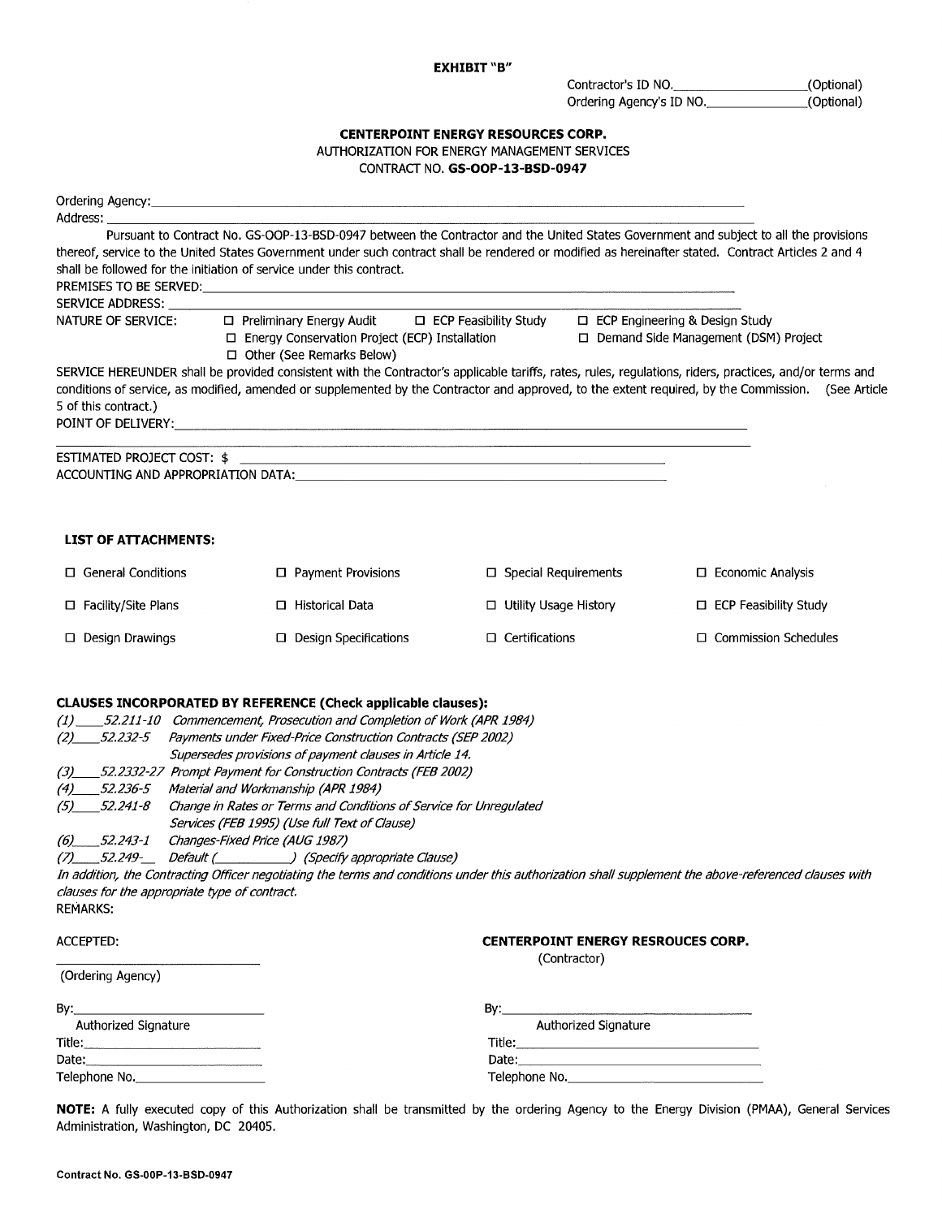**EXHIBIT "B"**

Contractor's ID NO.____________________(Optional)
Ordering Agency's ID NO.________________(Optional)

**CENTERPOINT ENERGY RESOURCES CORP.**
AUTHORIZATION FOR ENERGY MANAGEMENT SERVICES
CONTRACT NO. **GS-OOP-13-BSD-0947**

Ordering Agency:_______________________________________________________________________________

Address: _____________________________________________________________________________________

Pursuant to Contract No. GS-OOP-13-BSD-0947 between the Contractor and the United States Government and subject to all the provisions thereof, service to the United States Government under such contract shall be rendered or modified as hereinafter stated. Contract Articles 2 and 4 shall be followed for the initiation of service under this contract.

PREMISES TO BE SERVED:______________________________________________________________________

SERVICE ADDRESS: ___________________________________________________________________________

NATURE OF SERVICE:

- ☐ Preliminary Energy Audit
- ☐ ECP Feasibility Study
- ☐ ECP Engineering & Design Study
- ☐ Energy Conservation Project (ECP) Installation
- ☐ Demand Side Management (DSM) Project
- ☐ Other (See Remarks Below)

SERVICE HEREUNDER shall be provided consistent with the Contractor's applicable tariffs, rates, rules, regulations, riders, practices, and/or terms and conditions of service, as modified, amended or supplemented by the Contractor and approved, to the extent required, by the Commission. (See Article 5 of this contract.)

POINT OF DELIVERY:__________________________________________________________________________

_____________________________________________________________________________________________

ESTIMATED PROJECT COST: $ ____________________________________________________________

ACCOUNTING AND APPROPRIATION DATA:____________________________________________________

**LIST OF ATTACHMENTS:**

| | | | |
|---|---|---|---|
| ☐ General Conditions | ☐ Payment Provisions | ☐ Special Requirements | ☐ Economic Analysis |
| ☐ Facility/Site Plans | ☐ Historical Data | ☐ Utility Usage History | ☐ ECP Feasibility Study |
| ☐ Design Drawings | ☐ Design Specifications | ☐ Certifications | ☐ Commission Schedules |

**CLAUSES INCORPORATED BY REFERENCE (Check applicable clauses):**

*(1)____52.211-10 Commencement, Prosecution and Completion of Work (APR 1984)*
*(2)____52.232-5 Payments under Fixed-Price Construction Contracts (SEP 2002)*
*Supersedes provisions of payment clauses in Article 14.*
*(3)____52.2332-27 Prompt Payment for Construction Contracts (FEB 2002)*
*(4)____52.236-5 Material and Workmanship (APR 1984)*
*(5)____52.241-8 Change in Rates or Terms and Conditions of Service for Unregulated Services (FEB 1995) (Use full Text of Clause)*
*(6)____52.243-1 Changes-Fixed Price (AUG 1987)*
*(7)____52.249-__ Default (____________) (Specify appropriate Clause)*

*In addition, the Contracting Officer negotiating the terms and conditions under this authorization shall supplement the above-referenced clauses with clauses for the appropriate type of contract.*

REMARKS:

ACCEPTED:

_______________________________
(Ordering Agency)

By:_____________________________
Authorized Signature
Title:___________________________
Date:___________________________
Telephone No.___________________

**CENTERPOINT ENERGY RESROUCES CORP.**
(Contractor)

By:_____________________________
Authorized Signature
Title:___________________________
Date:___________________________
Telephone No.___________________

**NOTE:** A fully executed copy of this Authorization shall be transmitted by the ordering Agency to the Energy Division (PMAA), General Services Administration, Washington, DC 20405.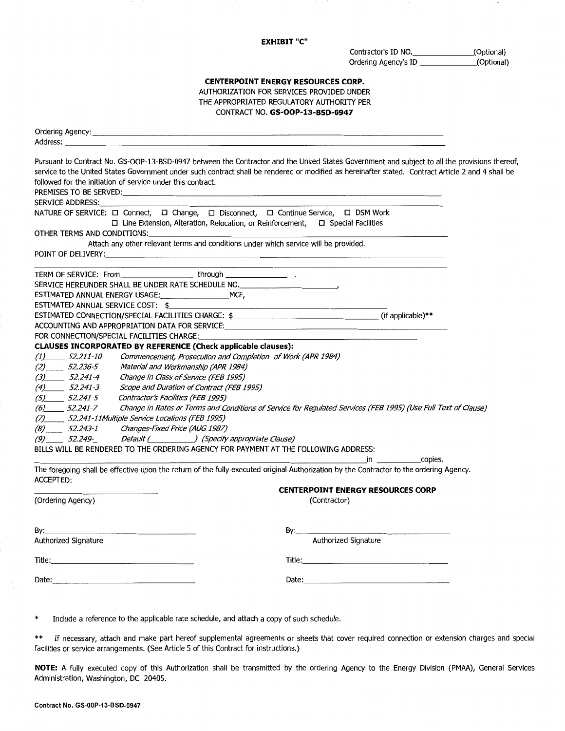**EXHIBIT "C"**

Contractor's ID NO.\_\_\_\_\_\_\_\_\_\_\_\_\_\_(Optional)
Ordering Agency's ID \_\_\_\_\_\_\_\_\_\_\_\_\_(Optional)

**CENTERPOINT ENERGY RESOURCES CORP.**
AUTHORIZATION FOR SERVICES PROVIDED UNDER
THE APPROPRIATED REGULATORY AUTHORITY PER
CONTRACT NO. **GS-OOP-13-BSD-0947**

Ordering Agency:\_\_\_\_\_\_\_\_\_\_\_\_\_\_\_\_\_\_\_\_\_\_\_\_\_\_\_\_\_\_\_\_\_\_\_\_\_\_\_\_\_\_\_\_
Address: \_\_\_\_\_\_\_\_\_\_\_\_\_\_\_\_\_\_\_\_\_\_\_\_\_\_\_\_\_\_\_\_\_\_\_\_\_\_\_\_\_\_\_\_\_\_\_\_

Pursuant to Contract No. GS-OOP-13-BSD-0947 between the Contractor and the United States Government and subject to all the provisions thereof, service to the United States Government under such contract shall be rendered or modified as hereinafter stated. Contract Article 2 and 4 shall be followed for the initiation of service under this contract.

PREMISES TO BE SERVED:\_\_\_\_\_\_\_\_\_\_\_\_\_\_\_\_\_\_\_\_\_\_\_\_\_\_\_\_\_\_\_\_\_\_\_\_\_\_\_\_

SERVICE ADDRESS:\_\_\_\_\_\_\_\_\_\_\_\_\_\_\_\_\_\_\_\_\_\_\_\_\_\_\_\_\_\_\_\_\_\_\_\_\_\_\_\_\_\_\_\_\_

NATURE OF SERVICE: ☐ Connect, ☐ Change, ☐ Disconnect, ☐ Continue Service, ☐ DSM Work
☐ Line Extension, Alteration, Relocation, or Reinforcement, ☐ Special Facilities

OTHER TERMS AND CONDITIONS:\_\_\_\_\_\_\_\_\_\_\_\_\_\_\_\_\_\_\_\_\_\_\_\_\_\_\_\_\_\_\_\_\_\_\_\_\_\_
Attach any other relevant terms and conditions under which service will be provided.

POINT OF DELIVERY:\_\_\_\_\_\_\_\_\_\_\_\_\_\_\_\_\_\_\_\_\_\_\_\_\_\_\_\_\_\_\_\_\_\_\_\_\_\_\_\_\_\_\_\_

TERM OF SERVICE: From\_\_\_\_\_\_\_\_\_\_\_\_\_\_\_\_\_ through \_\_\_\_\_\_\_\_\_\_\_\_\_\_\_\_.

SERVICE HEREUNDER SHALL BE UNDER RATE SCHEDULE NO.\_\_\_\_\_\_\_\_\_\_\_\_\_\_\_\_\_\_\_\_\_\_\_\_,

ESTIMATED ANNUAL ENERGY USAGE:\_\_\_\_\_\_\_\_\_\_\_\_\_\_\_\_MCF,

ESTIMATED ANNUAL SERVICE COST: $\_\_\_\_\_\_\_\_\_\_\_\_\_\_\_\_\_\_\_\_\_\_\_\_\_\_\_\_\_\_\_\_\_\_

ESTIMATED CONNECTION/SPECIAL FACILITIES CHARGE: $\_\_\_\_\_\_\_\_\_\_\_\_\_\_\_\_\_\_\_\_\_\_\_\_\_\_\_\_ (if applicable)**

ACCOUNTING AND APPROPRIATION DATA FOR SERVICE:\_\_\_\_\_\_\_\_\_\_\_\_\_\_\_\_\_\_\_\_\_\_\_\_\_\_\_\_

FOR CONNECTION/SPECIAL FACILITIES CHARGE:\_\_\_\_\_\_\_\_\_\_\_\_\_\_\_\_\_\_\_\_\_\_\_\_\_\_\_\_\_\_

**CLAUSES INCORPORATED BY REFERENCE (Check applicable clauses):**

*(1)\_\_\_\_ 52.211-10 Commencement, Prosecution and Completion of Work (APR 1984)*
*(2)\_\_\_\_ 52.236-5 Material and Workmanship (APR 1984)*
*(3)\_\_\_\_ 52.241-4 Change in Class of Service (FEB 1995)*
*(4)\_\_\_\_ 52.241-3 Scope and Duration of Contract (FEB 1995)*
*(5)\_\_\_\_ 52.241-5 Contractor's Facilities (FEB 1995)*
*(6)\_\_\_\_ 52.241-7 Change in Rates or Terms and Conditions of Service for Regulated Services (FEB 1995) (Use Full Text of Clause)*
*(7)\_\_\_\_ 52.241-11Multiple Service Locations (FEB 1995)*
*(8)\_\_\_\_ 52.243-1 Changes-Fixed Price (AUG 1987)*
*(9)\_\_\_\_ 52.249-\_ Default (\_\_\_\_\_\_\_\_\_\_) (Specify appropriate Clause)*

BILLS WILL BE RENDERED TO THE ORDERING AGENCY FOR PAYMENT AT THE FOLLOWING ADDRESS:
\_\_\_\_\_\_\_\_\_\_\_\_\_\_\_\_\_\_\_\_\_\_\_\_\_\_\_\_\_\_\_\_\_\_\_\_\_\_\_\_\_\_\_\_ in \_\_\_\_\_\_\_\_\_\_copies.

The foregoing shall be effective upon the return of the fully executed original Authorization by the Contractor to the ordering Agency.

ACCEPTED:

| | |
|---|---|
| \_\_\_\_\_\_\_\_\_\_\_\_\_\_\_\_\_\_\_\_ | **CENTERPOINT ENERGY RESOURCES CORP** |
| (Ordering Agency) | (Contractor) |
| By:\_\_\_\_\_\_\_\_\_\_\_\_\_\_\_\_\_\_\_\_ | By:\_\_\_\_\_\_\_\_\_\_\_\_\_\_\_\_\_\_\_\_ |
| Authorized Signature | Authorized Signature |
| Title:\_\_\_\_\_\_\_\_\_\_\_\_\_\_\_\_\_\_\_\_ | Title:\_\_\_\_\_\_\_\_\_\_\_\_\_\_\_\_\_\_\_\_ |
| Date:\_\_\_\_\_\_\_\_\_\_\_\_\_\_\_\_\_\_\_\_ | Date:\_\_\_\_\_\_\_\_\_\_\_\_\_\_\_\_\_\_\_\_ |

\* Include a reference to the applicable rate schedule, and attach a copy of such schedule.

\*\* If necessary, attach and make part hereof supplemental agreements or sheets that cover required connection or extension charges and special facilities or service arrangements. (See Article 5 of this Contract for instructions.)

**NOTE:** A fully executed copy of this Authorization shall be transmitted by the ordering Agency to the Energy Division (PMAA), General Services Administration, Washington, DC 20405.